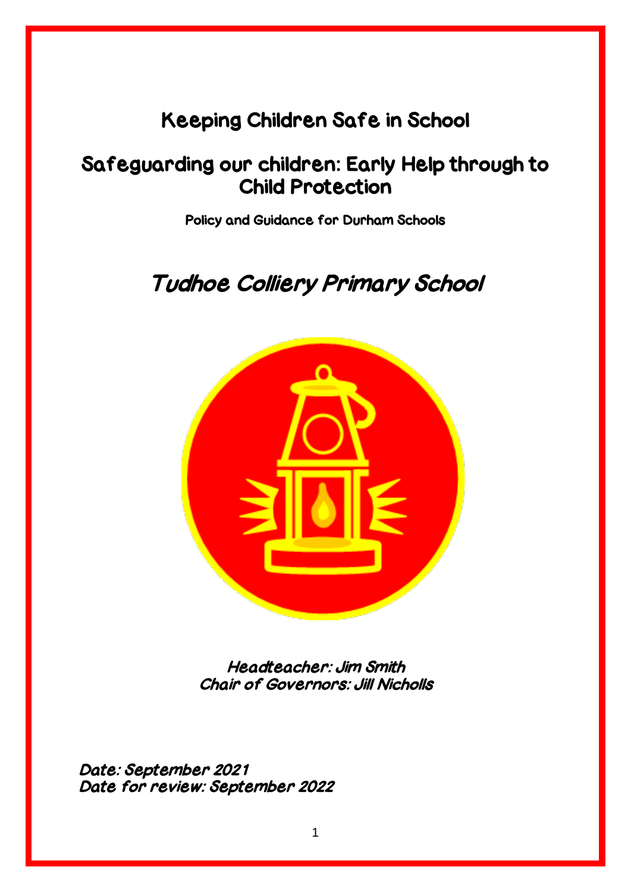# Keeping Children Safe in School

## Safeguarding our children: Early Help through to Child Protection

**Policy and Guidance for Durham Schools**

## *Tudhoe Colliery Primary School*

*Headteacher: Jim Smith*
*Chair of Governors: Jill Nicholls*

*Date: September 2021*
*Date for review: September 2022*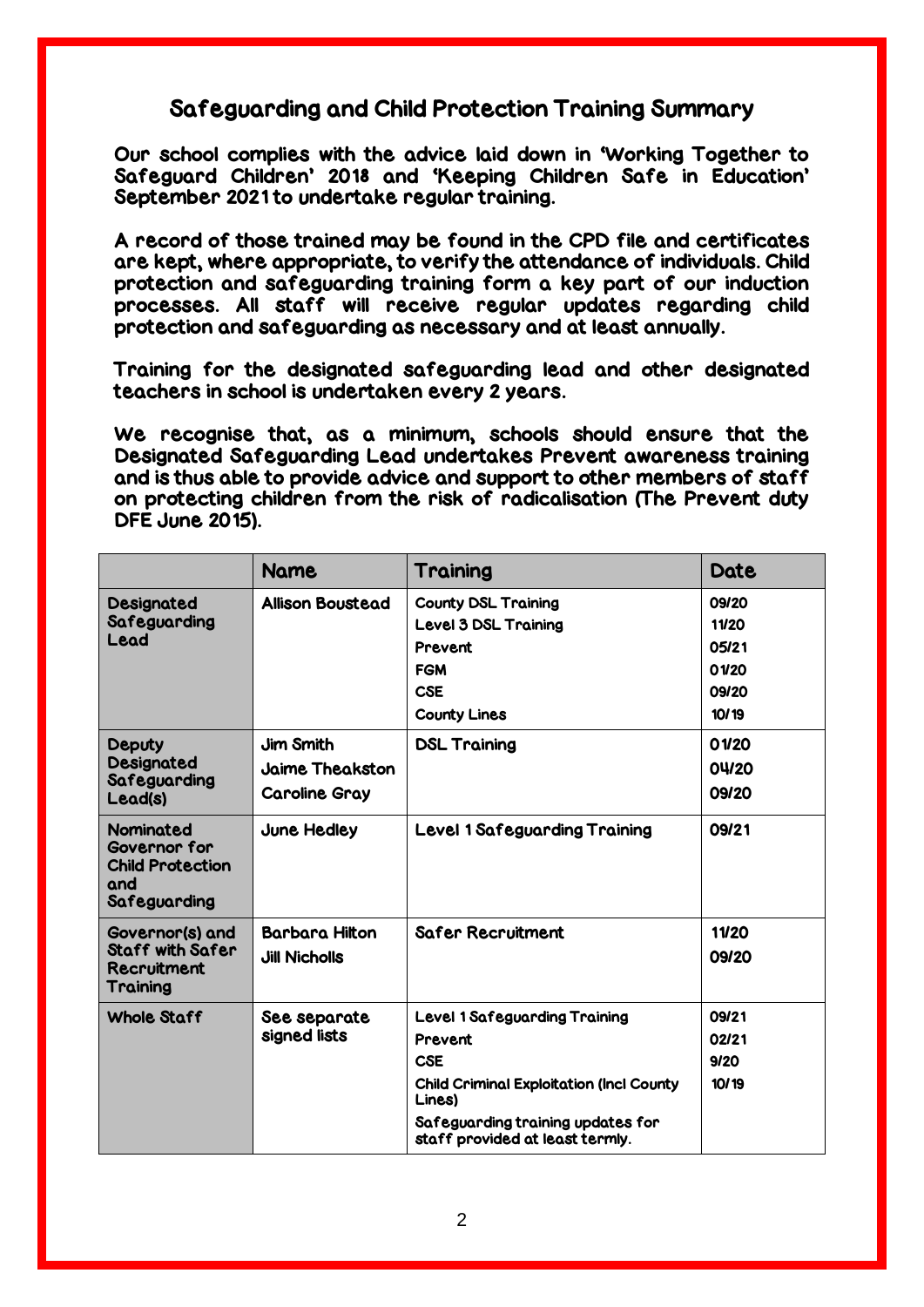# Safeguarding and Child Protection Training Summary

Our school complies with the advice laid down in 'Working Together to Safeguard Children' 2018 and 'Keeping Children Safe in Education' September 2021 to undertake regular training.

A record of those trained may be found in the CPD file and certificates are kept, where appropriate, to verify the attendance of individuals. Child protection and safeguarding training form a key part of our induction processes. All staff will receive regular updates regarding child protection and safeguarding as necessary and at least annually.

Training for the designated safeguarding lead and other designated teachers in school is undertaken every 2 years.

We recognise that, as a minimum, schools should ensure that the Designated Safeguarding Lead undertakes Prevent awareness training and is thus able to provide advice and support to other members of staff on protecting children from the risk of radicalisation (The Prevent duty DFE June 2015).

| | Name | Training | Date |
|---|---|---|---|
| Designated Safeguarding Lead | Allison Boustead | County DSL Training<br>Level 3 DSL Training<br>Prevent<br>FGM<br>CSE<br>County Lines | 09/20<br>11/20<br>05/21<br>01/20<br>09/20<br>10/19 |
| Deputy Designated Safeguarding Lead(s) | Jim Smith<br>Jaime Theakston<br>Caroline Gray | DSL Training | 01/20<br>04/20<br>09/20 |
| Nominated Governor for Child Protection and Safeguarding | June Hedley | Level 1 Safeguarding Training | 09/21 |
| Governor(s) and Staff with Safer Recruitment Training | Barbara Hilton<br>Jill Nicholls | Safer Recruitment | 11/20<br>09/20 |
| Whole Staff | See separate signed lists | Level 1 Safeguarding Training<br>Prevent<br>CSE<br>Child Criminal Exploitation (Incl County Lines)<br>Safeguarding training updates for staff provided at least termly. | 09/21<br>02/21<br>9/20<br>10/19 |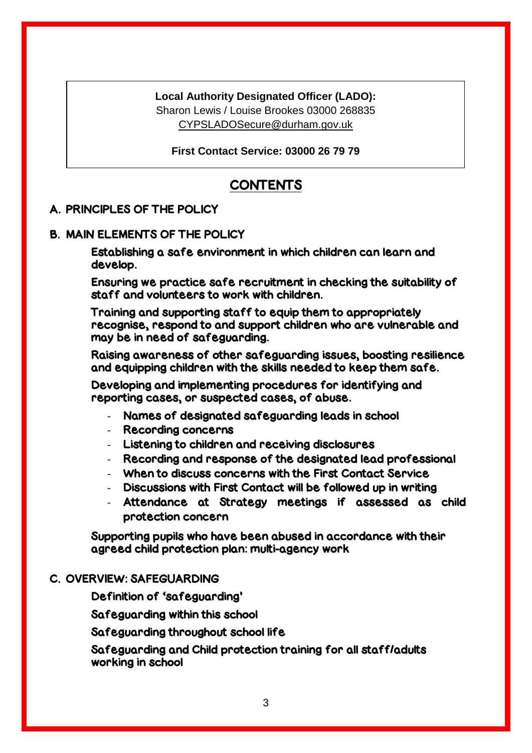**Local Authority Designated Officer (LADO):**
Sharon Lewis / Louise Brookes 03000 268835
CYPSLADOSecure@durham.gov.uk

**First Contact Service: 03000 26 79 79**

## CONTENTS

### A. PRINCIPLES OF THE POLICY

### B. MAIN ELEMENTS OF THE POLICY

Establishing a safe environment in which children can learn and develop.

Ensuring we practice safe recruitment in checking the suitability of staff and volunteers to work with children.

Training and supporting staff to equip them to appropriately recognise, respond to and support children who are vulnerable and may be in need of safeguarding.

Raising awareness of other safeguarding issues, boosting resilience and equipping children with the skills needed to keep them safe.

Developing and implementing procedures for identifying and reporting cases, or suspected cases, of abuse.

- Names of designated safeguarding leads in school
- Recording concerns
- Listening to children and receiving disclosures
- Recording and response of the designated lead professional
- When to discuss concerns with the First Contact Service
- Discussions with First Contact will be followed up in writing
- Attendance at Strategy meetings if assessed as child protection concern

Supporting pupils who have been abused in accordance with their agreed child protection plan: multi-agency work

### C. OVERVIEW: SAFEGUARDING

Definition of 'safeguarding'

Safeguarding within this school

Safeguarding throughout school life

Safeguarding and Child protection training for all staff/adults working in school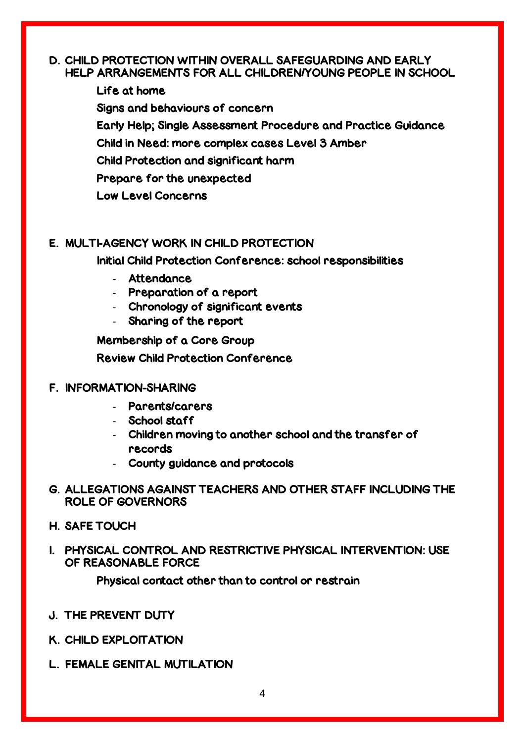**D. CHILD PROTECTION WITHIN OVERALL SAFEGUARDING AND EARLY HELP ARRANGEMENTS FOR ALL CHILDREN/YOUNG PEOPLE IN SCHOOL**

Life at home

Signs and behaviours of concern

Early Help; Single Assessment Procedure and Practice Guidance

Child in Need: more complex cases Level 3 Amber

Child Protection and significant harm

Prepare for the unexpected

Low Level Concerns

**E. MULTI-AGENCY WORK IN CHILD PROTECTION**

Initial Child Protection Conference: school responsibilities

- Attendance
- Preparation of a report
- Chronology of significant events
- Sharing of the report

Membership of a Core Group

Review Child Protection Conference

**F. INFORMATION-SHARING**

- Parents/carers
- School staff
- Children moving to another school and the transfer of records
- County guidance and protocols

**G. ALLEGATIONS AGAINST TEACHERS AND OTHER STAFF INCLUDING THE ROLE OF GOVERNORS**

**H. SAFE TOUCH**

**I. PHYSICAL CONTROL AND RESTRICTIVE PHYSICAL INTERVENTION: USE OF REASONABLE FORCE**

Physical contact other than to control or restrain

**J. THE PREVENT DUTY**

**K. CHILD EXPLOITATION**

**L. FEMALE GENITAL MUTILATION**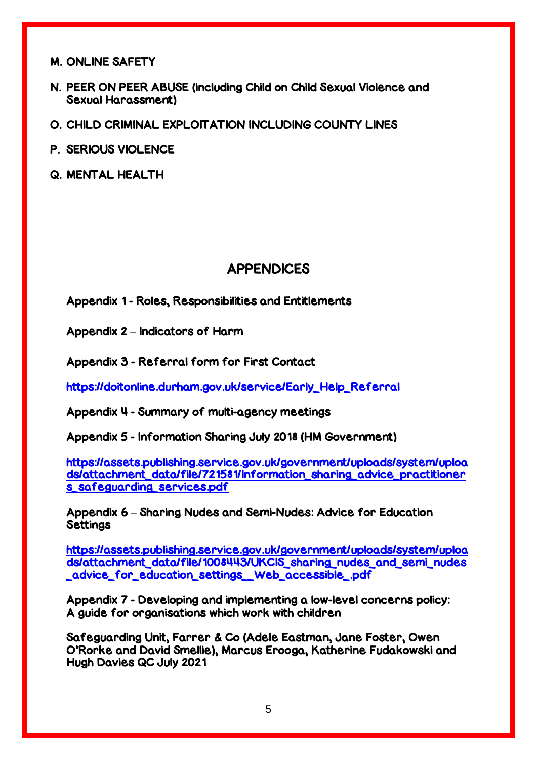M. ONLINE SAFETY

N. PEER ON PEER ABUSE (including Child on Child Sexual Violence and Sexual Harassment)

O. CHILD CRIMINAL EXPLOITATION INCLUDING COUNTY LINES

P. SERIOUS VIOLENCE

Q. MENTAL HEALTH

## APPENDICES

Appendix 1 - Roles, Responsibilities and Entitlements

Appendix 2 – Indicators of Harm

Appendix 3 - Referral form for First Contact

https://doitonline.durham.gov.uk/service/Early_Help_Referral

Appendix 4 - Summary of multi-agency meetings

Appendix 5 - Information Sharing July 2018 (HM Government)

https://assets.publishing.service.gov.uk/government/uploads/system/uploads/attachment_data/file/721581/Information_sharing_advice_practitioners_safeguarding_services.pdf

Appendix 6 – Sharing Nudes and Semi-Nudes: Advice for Education Settings

https://assets.publishing.service.gov.uk/government/uploads/system/uploads/attachment_data/file/1008443/UKCIS_sharing_nudes_and_semi_nudes_advice_for_education_settings__Web_accessible_.pdf

Appendix 7 - Developing and implementing a low-level concerns policy: A guide for organisations which work with children

Safeguarding Unit, Farrer & Co (Adele Eastman, Jane Foster, Owen O'Rorke and David Smellie), Marcus Erooga, Katherine Fudakowski and Hugh Davies QC July 2021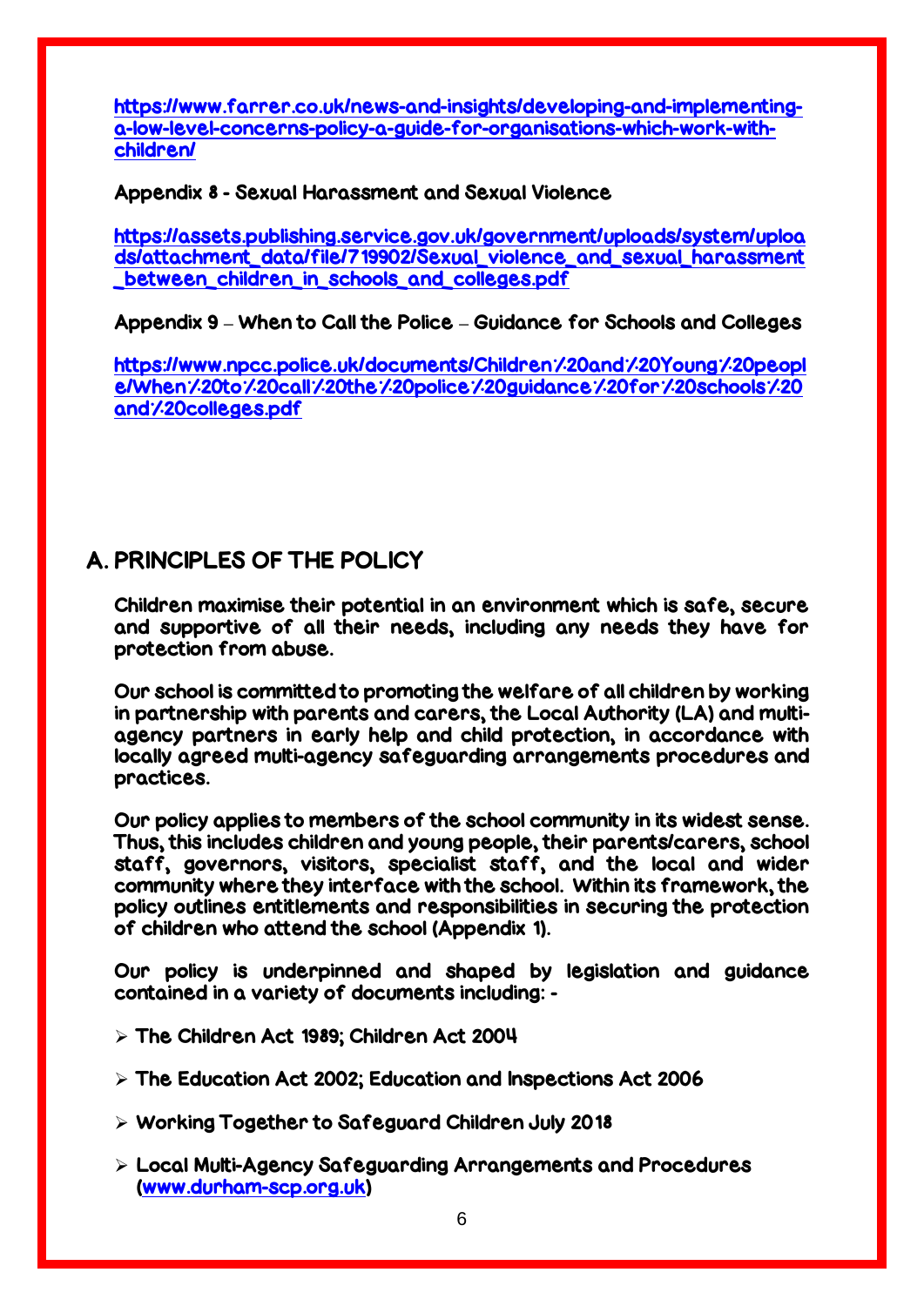https://www.farrer.co.uk/news-and-insights/developing-and-implementing-a-low-level-concerns-policy-a-guide-for-organisations-which-work-with-children/

**Appendix 8 - Sexual Harassment and Sexual Violence**

https://assets.publishing.service.gov.uk/government/uploads/system/uploads/attachment_data/file/719902/Sexual_violence_and_sexual_harassment_between_children_in_schools_and_colleges.pdf

**Appendix 9 – When to Call the Police – Guidance for Schools and Colleges**

https://www.npcc.police.uk/documents/Children%20and%20Young%20people/When%20to%20call%20the%20police%20guidance%20for%20schools%20and%20colleges.pdf

## A. PRINCIPLES OF THE POLICY

Children maximise their potential in an environment which is safe, secure and supportive of all their needs, including any needs they have for protection from abuse.

Our school is committed to promoting the welfare of all children by working in partnership with parents and carers, the Local Authority (LA) and multi-agency partners in early help and child protection, in accordance with locally agreed multi-agency safeguarding arrangements procedures and practices.

Our policy applies to members of the school community in its widest sense. Thus, this includes children and young people, their parents/carers, school staff, governors, visitors, specialist staff, and the local and wider community where they interface with the school. Within its framework, the policy outlines entitlements and responsibilities in securing the protection of children who attend the school (Appendix 1).

Our policy is underpinned and shaped by legislation and guidance contained in a variety of documents including: -

- The Children Act 1989; Children Act 2004
- The Education Act 2002; Education and Inspections Act 2006
- Working Together to Safeguard Children July 2018
- Local Multi-Agency Safeguarding Arrangements and Procedures (www.durham-scp.org.uk)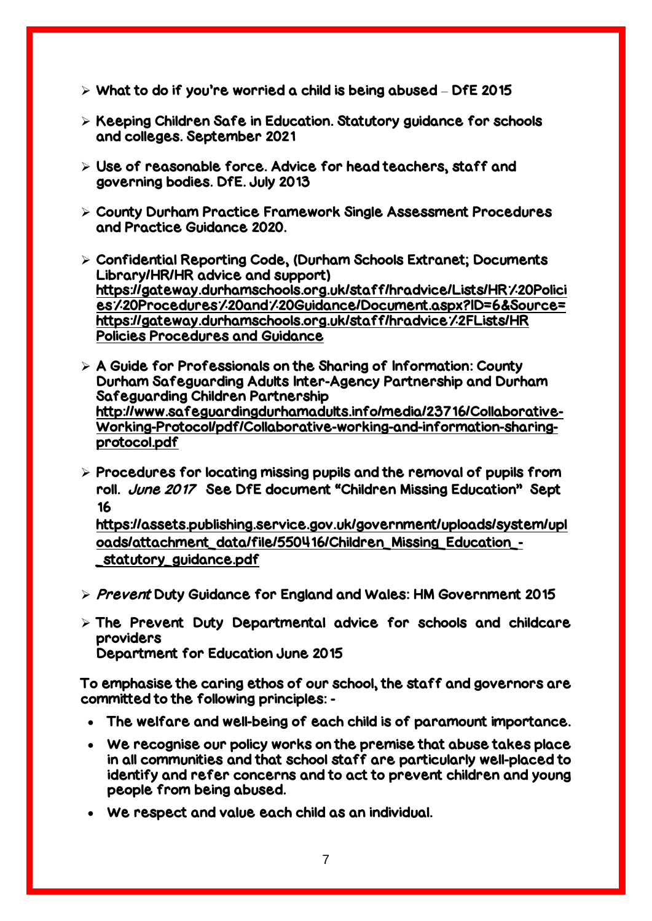- What to do if you're worried a child is being abused – DfE 2015
- Keeping Children Safe in Education. Statutory guidance for schools and colleges. September 2021
- Use of reasonable force. Advice for head teachers, staff and governing bodies. DfE. July 2013
- County Durham Practice Framework Single Assessment Procedures and Practice Guidance 2020.
- Confidential Reporting Code, (Durham Schools Extranet; Documents Library/HR/HR advice and support) https://gateway.durhamschools.org.uk/staff/hradvice/Lists/HR%20Policies%20Procedures%20and%20Guidance/Document.aspx?ID=6&Source=https://gateway.durhamschools.org.uk/staff/hradvice%2FLists/HR Policies Procedures and Guidance
- A Guide for Professionals on the Sharing of Information: County Durham Safeguarding Adults Inter-Agency Partnership and Durham Safeguarding Children Partnership http://www.safeguardingdurhamadults.info/media/23716/Collaborative-Working-Protocol/pdf/Collaborative-working-and-information-sharing-protocol.pdf
- Procedures for locating missing pupils and the removal of pupils from roll. *June 2017* See DfE document "Children Missing Education" Sept 16 https://assets.publishing.service.gov.uk/government/uploads/system/uploads/attachment_data/file/550416/Children_Missing_Education_-_statutory_guidance.pdf
- *Prevent* Duty Guidance for England and Wales: HM Government 2015
- The Prevent Duty Departmental advice for schools and childcare providers
  Department for Education June 2015

To emphasise the caring ethos of our school, the staff and governors are committed to the following principles: -

- The welfare and well-being of each child is of paramount importance.
- We recognise our policy works on the premise that abuse takes place in all communities and that school staff are particularly well-placed to identify and refer concerns and to act to prevent children and young people from being abused.
- We respect and value each child as an individual.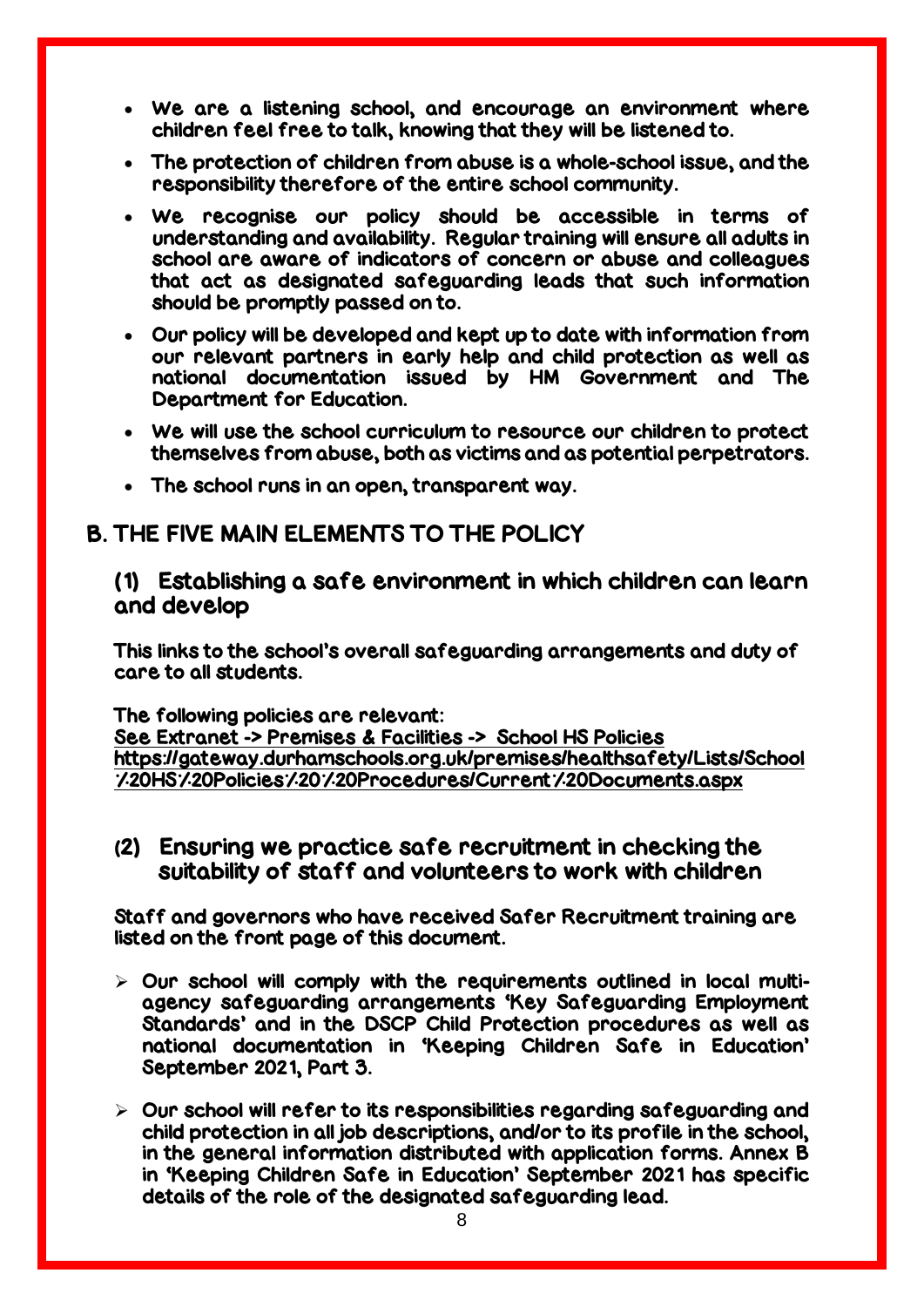- We are a listening school, and encourage an environment where children feel free to talk, knowing that they will be listened to.
- The protection of children from abuse is a whole-school issue, and the responsibility therefore of the entire school community.
- We recognise our policy should be accessible in terms of understanding and availability. Regular training will ensure all adults in school are aware of indicators of concern or abuse and colleagues that act as designated safeguarding leads that such information should be promptly passed on to.
- Our policy will be developed and kept up to date with information from our relevant partners in early help and child protection as well as national documentation issued by HM Government and The Department for Education.
- We will use the school curriculum to resource our children to protect themselves from abuse, both as victims and as potential perpetrators.
- The school runs in an open, transparent way.

## B. THE FIVE MAIN ELEMENTS TO THE POLICY

### (1) Establishing a safe environment in which children can learn and develop

This links to the school's overall safeguarding arrangements and duty of care to all students.

The following policies are relevant:
See Extranet -> Premises & Facilities -> School HS Policies
https://gateway.durhamschools.org.uk/premises/healthsafety/Lists/School%20HS%20Policies%20%20Procedures/Current%20Documents.aspx

### (2) Ensuring we practice safe recruitment in checking the suitability of staff and volunteers to work with children

Staff and governors who have received Safer Recruitment training are listed on the front page of this document.

- Our school will comply with the requirements outlined in local multi-agency safeguarding arrangements 'Key Safeguarding Employment Standards' and in the DSCP Child Protection procedures as well as national documentation in 'Keeping Children Safe in Education' September 2021, Part 3.
- Our school will refer to its responsibilities regarding safeguarding and child protection in all job descriptions, and/or to its profile in the school, in the general information distributed with application forms. Annex B in 'Keeping Children Safe in Education' September 2021 has specific details of the role of the designated safeguarding lead.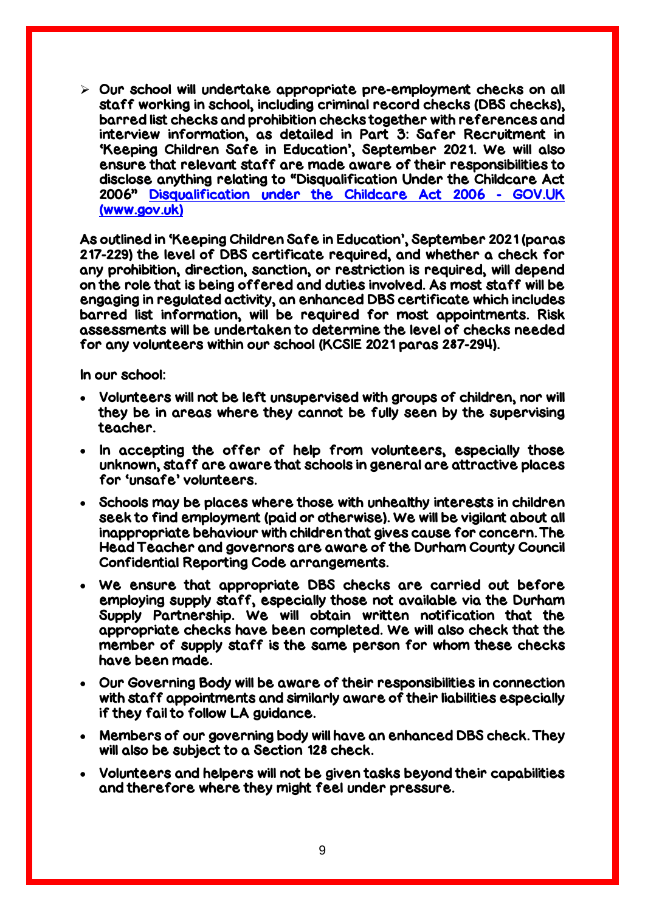- Our school will undertake appropriate pre-employment checks on all staff working in school, including criminal record checks (DBS checks), barred list checks and prohibition checks together with references and interview information, as detailed in Part 3: Safer Recruitment in 'Keeping Children Safe in Education', September 2021. We will also ensure that relevant staff are made aware of their responsibilities to disclose anything relating to "Disqualification Under the Childcare Act 2006" [Disqualification under the Childcare Act 2006 - GOV.UK (www.gov.uk)]

As outlined in 'Keeping Children Safe in Education', September 2021 (paras 217-229) the level of DBS certificate required, and whether a check for any prohibition, direction, sanction, or restriction is required, will depend on the role that is being offered and duties involved. As most staff will be engaging in regulated activity, an enhanced DBS certificate which includes barred list information, will be required for most appointments. Risk assessments will be undertaken to determine the level of checks needed for any volunteers within our school (KCSIE 2021 paras 287-294).

In our school:

- Volunteers will not be left unsupervised with groups of children, nor will they be in areas where they cannot be fully seen by the supervising teacher.
- In accepting the offer of help from volunteers, especially those unknown, staff are aware that schools in general are attractive places for 'unsafe' volunteers.
- Schools may be places where those with unhealthy interests in children seek to find employment (paid or otherwise). We will be vigilant about all inappropriate behaviour with children that gives cause for concern. The Head Teacher and governors are aware of the Durham County Council Confidential Reporting Code arrangements.
- We ensure that appropriate DBS checks are carried out before employing supply staff, especially those not available via the Durham Supply Partnership. We will obtain written notification that the appropriate checks have been completed. We will also check that the member of supply staff is the same person for whom these checks have been made.
- Our Governing Body will be aware of their responsibilities in connection with staff appointments and similarly aware of their liabilities especially if they fail to follow LA guidance.
- Members of our governing body will have an enhanced DBS check. They will also be subject to a Section 128 check.
- Volunteers and helpers will not be given tasks beyond their capabilities and therefore where they might feel under pressure.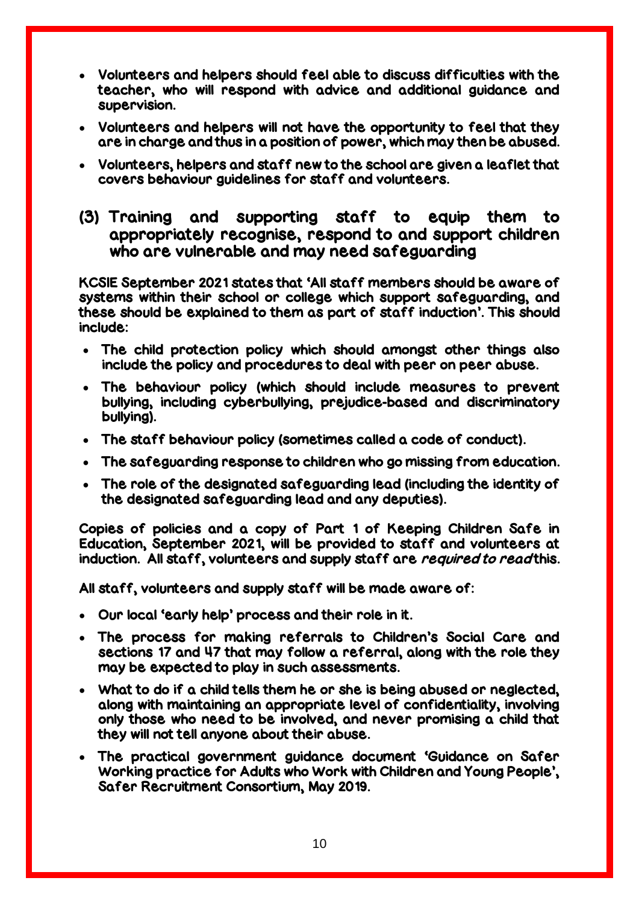- Volunteers and helpers should feel able to discuss difficulties with the teacher, who will respond with advice and additional guidance and supervision.
- Volunteers and helpers will not have the opportunity to feel that they are in charge and thus in a position of power, which may then be abused.
- Volunteers, helpers and staff new to the school are given a leaflet that covers behaviour guidelines for staff and volunteers.

## (3) Training and supporting staff to equip them to appropriately recognise, respond to and support children who are vulnerable and may need safeguarding

KCSIE September 2021 states that 'All staff members should be aware of systems within their school or college which support safeguarding, and these should be explained to them as part of staff induction'. This should include:

- The child protection policy which should amongst other things also include the policy and procedures to deal with peer on peer abuse.
- The behaviour policy (which should include measures to prevent bullying, including cyberbullying, prejudice-based and discriminatory bullying).
- The staff behaviour policy (sometimes called a code of conduct).
- The safeguarding response to children who go missing from education.
- The role of the designated safeguarding lead (including the identity of the designated safeguarding lead and any deputies).

Copies of policies and a copy of Part 1 of Keeping Children Safe in Education, September 2021, will be provided to staff and volunteers at induction. All staff, volunteers and supply staff are *required to read* this.

All staff, volunteers and supply staff will be made aware of:

- Our local 'early help' process and their role in it.
- The process for making referrals to Children's Social Care and sections 17 and 47 that may follow a referral, along with the role they may be expected to play in such assessments.
- What to do if a child tells them he or she is being abused or neglected, along with maintaining an appropriate level of confidentiality, involving only those who need to be involved, and never promising a child that they will not tell anyone about their abuse.
- The practical government guidance document 'Guidance on Safer Working practice for Adults who Work with Children and Young People', Safer Recruitment Consortium, May 2019.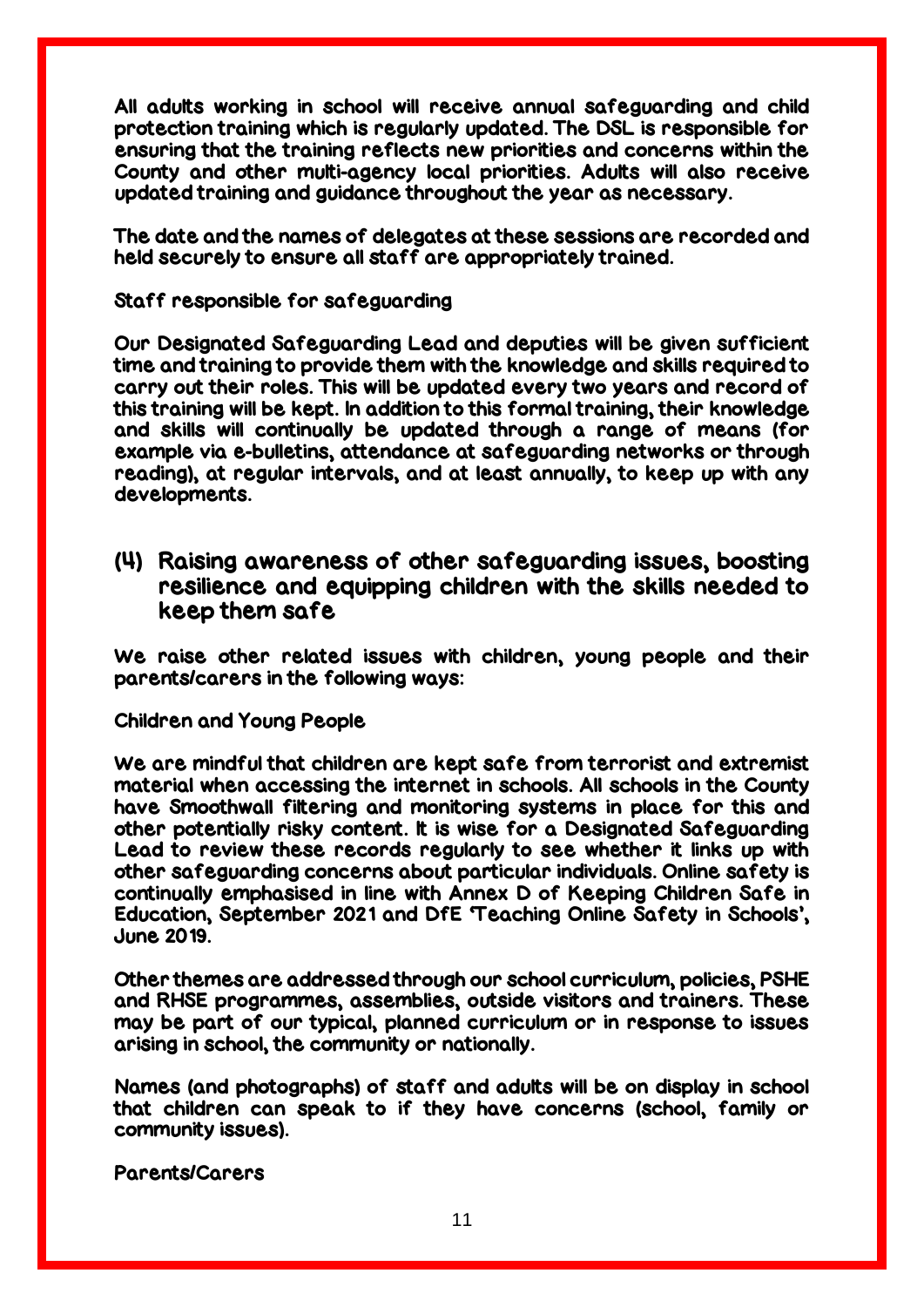All adults working in school will receive annual safeguarding and child protection training which is regularly updated. The DSL is responsible for ensuring that the training reflects new priorities and concerns within the County and other multi-agency local priorities. Adults will also receive updated training and guidance throughout the year as necessary.

The date and the names of delegates at these sessions are recorded and held securely to ensure all staff are appropriately trained.

Staff responsible for safeguarding

Our Designated Safeguarding Lead and deputies will be given sufficient time and training to provide them with the knowledge and skills required to carry out their roles. This will be updated every two years and record of this training will be kept. In addition to this formal training, their knowledge and skills will continually be updated through a range of means (for example via e-bulletins, attendance at safeguarding networks or through reading), at regular intervals, and at least annually, to keep up with any developments.

## (4) Raising awareness of other safeguarding issues, boosting resilience and equipping children with the skills needed to keep them safe

We raise other related issues with children, young people and their parents/carers in the following ways:

Children and Young People

We are mindful that children are kept safe from terrorist and extremist material when accessing the internet in schools. All schools in the County have Smoothwall filtering and monitoring systems in place for this and other potentially risky content. It is wise for a Designated Safeguarding Lead to review these records regularly to see whether it links up with other safeguarding concerns about particular individuals. Online safety is continually emphasised in line with Annex D of Keeping Children Safe in Education, September 2021 and DfE 'Teaching Online Safety in Schools', June 2019.

Other themes are addressed through our school curriculum, policies, PSHE and RHSE programmes, assemblies, outside visitors and trainers. These may be part of our typical, planned curriculum or in response to issues arising in school, the community or nationally.

Names (and photographs) of staff and adults will be on display in school that children can speak to if they have concerns (school, family or community issues).

Parents/Carers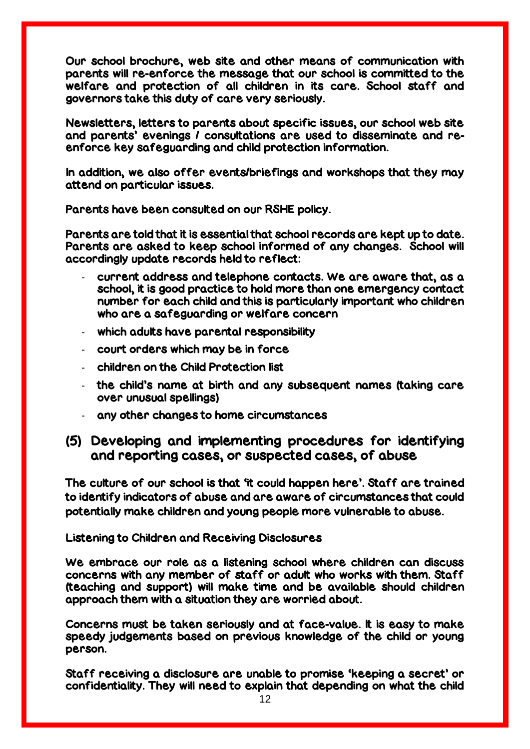Our school brochure, web site and other means of communication with parents will re-enforce the message that our school is committed to the welfare and protection of all children in its care. School staff and governors take this duty of care very seriously.

Newsletters, letters to parents about specific issues, our school web site and parents' evenings / consultations are used to disseminate and re-enforce key safeguarding and child protection information.

In addition, we also offer events/briefings and workshops that they may attend on particular issues.

Parents have been consulted on our RSHE policy.

Parents are told that it is essential that school records are kept up to date. Parents are asked to keep school informed of any changes. School will accordingly update records held to reflect:

- current address and telephone contacts. We are aware that, as a school, it is good practice to hold more than one emergency contact number for each child and this is particularly important who children who are a safeguarding or welfare concern
- which adults have parental responsibility
- court orders which may be in force
- children on the Child Protection list
- the child's name at birth and any subsequent names (taking care over unusual spellings)
- any other changes to home circumstances

## (5) Developing and implementing procedures for identifying and reporting cases, or suspected cases, of abuse

The culture of our school is that 'it could happen here'. Staff are trained to identify indicators of abuse and are aware of circumstances that could potentially make children and young people more vulnerable to abuse.

Listening to Children and Receiving Disclosures

We embrace our role as a listening school where children can discuss concerns with any member of staff or adult who works with them. Staff (teaching and support) will make time and be available should children approach them with a situation they are worried about.

Concerns must be taken seriously and at face-value. It is easy to make speedy judgements based on previous knowledge of the child or young person.

Staff receiving a disclosure are unable to promise 'keeping a secret' or confidentiality. They will need to explain that depending on what the child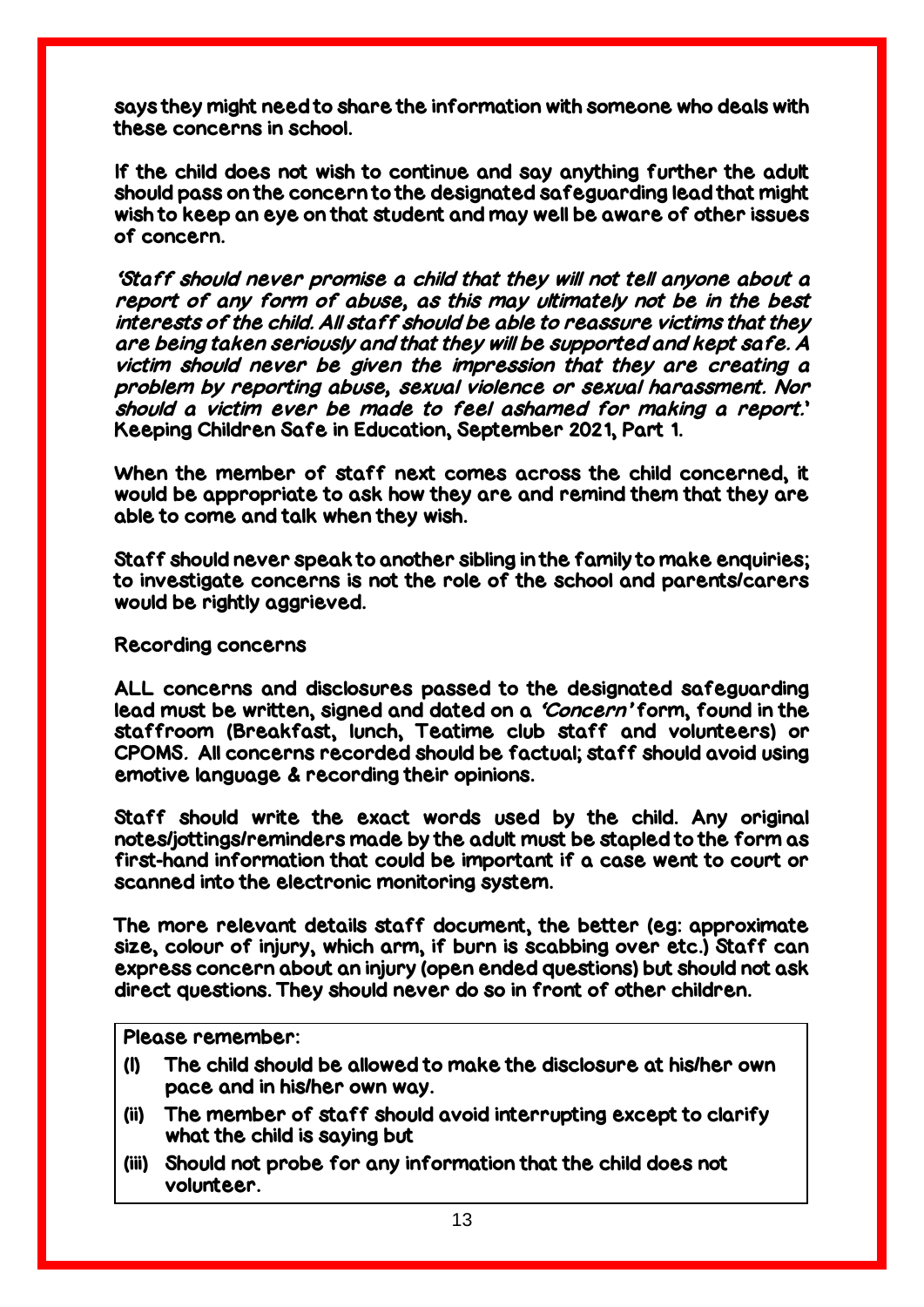says they might need to share the information with someone who deals with these concerns in school.

If the child does not wish to continue and say anything further the adult should pass on the concern to the designated safeguarding lead that might wish to keep an eye on that student and may well be aware of other issues of concern.

*'Staff should never promise a child that they will not tell anyone about a report of any form of abuse, as this may ultimately not be in the best interests of the child. All staff should be able to reassure victims that they are being taken seriously and that they will be supported and kept safe. A victim should never be given the impression that they are creating a problem by reporting abuse, sexual violence or sexual harassment. Nor should a victim ever be made to feel ashamed for making a report.'* Keeping Children Safe in Education, September 2021, Part 1.

When the member of staff next comes across the child concerned, it would be appropriate to ask how they are and remind them that they are able to come and talk when they wish.

Staff should never speak to another sibling in the family to make enquiries; to investigate concerns is not the role of the school and parents/carers would be rightly aggrieved.

## Recording concerns

ALL concerns and disclosures passed to the designated safeguarding lead must be written, signed and dated on a *'Concern'* form, found in the staffroom (Breakfast, lunch, Teatime club staff and volunteers) or CPOMS. All concerns recorded should be factual; staff should avoid using emotive language & recording their opinions.

Staff should write the exact words used by the child. Any original notes/jottings/reminders made by the adult must be stapled to the form as first-hand information that could be important if a case went to court or scanned into the electronic monitoring system.

The more relevant details staff document, the better (eg: approximate size, colour of injury, which arm, if burn is scabbing over etc.) Staff can express concern about an injury (open ended questions) but should not ask direct questions. They should never do so in front of other children.

Please remember:

(I) The child should be allowed to make the disclosure at his/her own pace and in his/her own way.

(ii) The member of staff should avoid interrupting except to clarify what the child is saying but

(iii) Should not probe for any information that the child does not volunteer.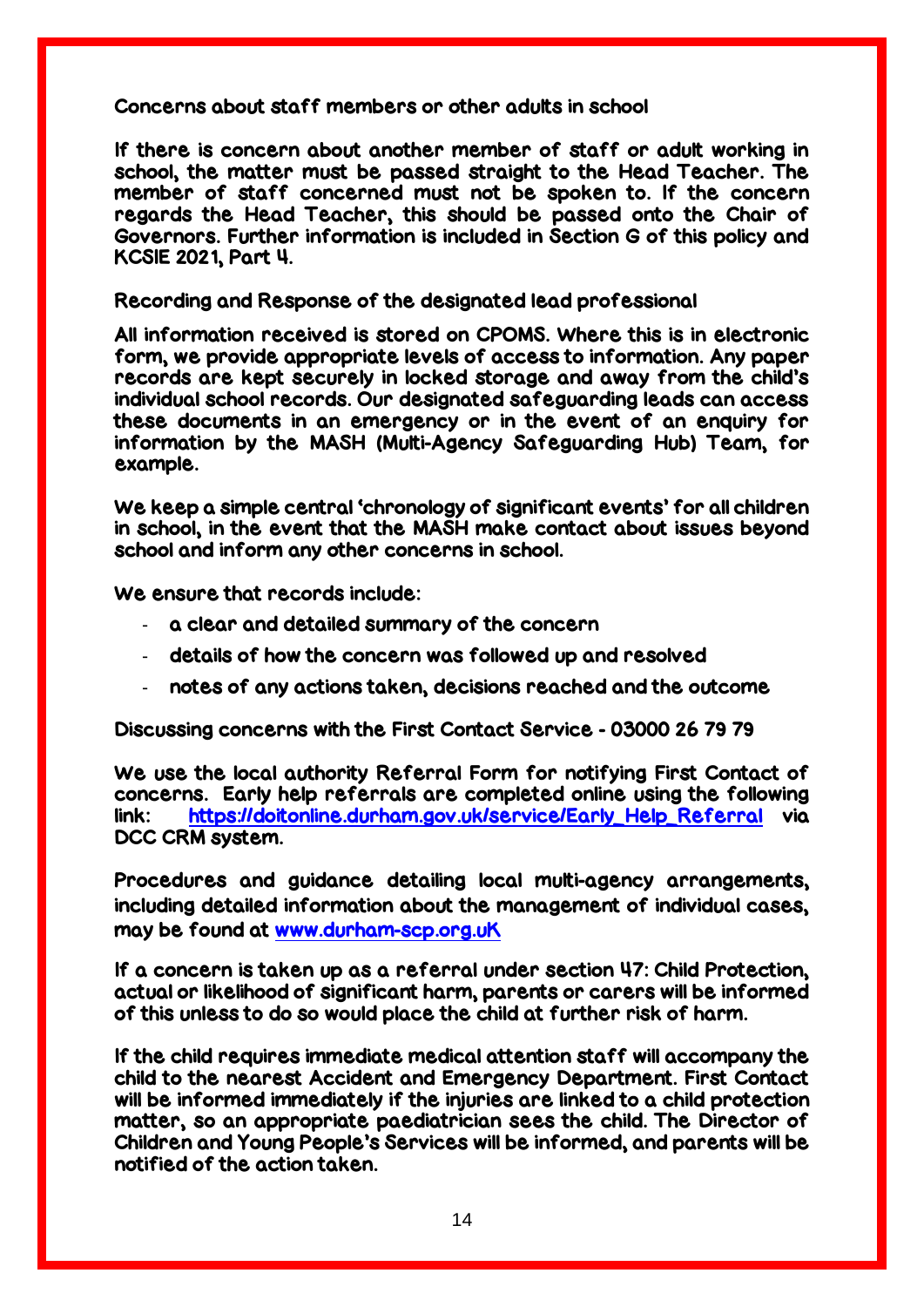### Concerns about staff members or other adults in school

If there is concern about another member of staff or adult working in school, the matter must be passed straight to the Head Teacher. The member of staff concerned must not be spoken to. If the concern regards the Head Teacher, this should be passed onto the Chair of Governors. Further information is included in Section G of this policy and KCSIE 2021, Part 4.

### Recording and Response of the designated lead professional

All information received is stored on CPOMS. Where this is in electronic form, we provide appropriate levels of access to information. Any paper records are kept securely in locked storage and away from the child's individual school records. Our designated safeguarding leads can access these documents in an emergency or in the event of an enquiry for information by the MASH (Multi-Agency Safeguarding Hub) Team, for example.

We keep a simple central 'chronology of significant events' for all children in school, in the event that the MASH make contact about issues beyond school and inform any other concerns in school.

We ensure that records include:

- a clear and detailed summary of the concern
- details of how the concern was followed up and resolved
- notes of any actions taken, decisions reached and the outcome

### Discussing concerns with the First Contact Service - 03000 26 79 79

We use the local authority Referral Form for notifying First Contact of concerns. Early help referrals are completed online using the following link: [https://doitonline.durham.gov.uk/service/Early_Help_Referral](https://doitonline.durham.gov.uk/service/Early_Help_Referral) via DCC CRM system.

Procedures and guidance detailing local multi-agency arrangements, including detailed information about the management of individual cases, may be found at [www.durham-scp.org.uK](http://www.durham-scp.org.uK)

If a concern is taken up as a referral under section 47: Child Protection, actual or likelihood of significant harm, parents or carers will be informed of this unless to do so would place the child at further risk of harm.

If the child requires immediate medical attention staff will accompany the child to the nearest Accident and Emergency Department. First Contact will be informed immediately if the injuries are linked to a child protection matter, so an appropriate paediatrician sees the child. The Director of Children and Young People's Services will be informed, and parents will be notified of the action taken.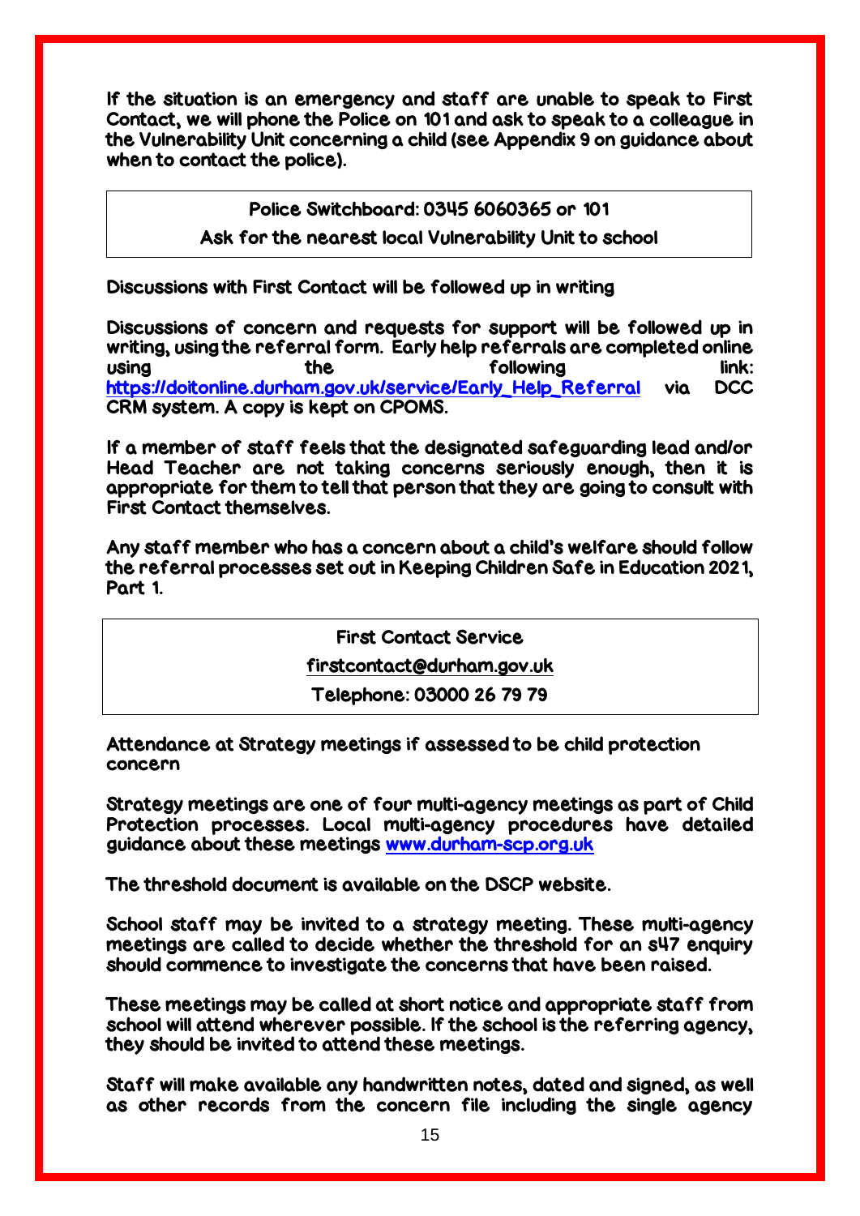If the situation is an emergency and staff are unable to speak to First Contact, we will phone the Police on 101 and ask to speak to a colleague in the Vulnerability Unit concerning a child (see Appendix 9 on guidance about when to contact the police).

| Police Switchboard: 0345 6060365 or 101 |
| --- |
| Ask for the nearest local Vulnerability Unit to school |

Discussions with First Contact will be followed up in writing

Discussions of concern and requests for support will be followed up in writing, using the referral form. Early help referrals are completed online using the following link: https://doitonline.durham.gov.uk/service/Early_Help_Referral via DCC CRM system. A copy is kept on CPOMS.

If a member of staff feels that the designated safeguarding lead and/or Head Teacher are not taking concerns seriously enough, then it is appropriate for them to tell that person that they are going to consult with First Contact themselves.

Any staff member who has a concern about a child's welfare should follow the referral processes set out in Keeping Children Safe in Education 2021, Part 1.

| First Contact Service |
| --- |
| firstcontact@durham.gov.uk |
| Telephone: 03000 26 79 79 |

Attendance at Strategy meetings if assessed to be child protection concern

Strategy meetings are one of four multi-agency meetings as part of Child Protection processes. Local multi-agency procedures have detailed guidance about these meetings www.durham-scp.org.uk

The threshold document is available on the DSCP website.

School staff may be invited to a strategy meeting. These multi-agency meetings are called to decide whether the threshold for an s47 enquiry should commence to investigate the concerns that have been raised.

These meetings may be called at short notice and appropriate staff from school will attend wherever possible. If the school is the referring agency, they should be invited to attend these meetings.

Staff will make available any handwritten notes, dated and signed, as well as other records from the concern file including the single agency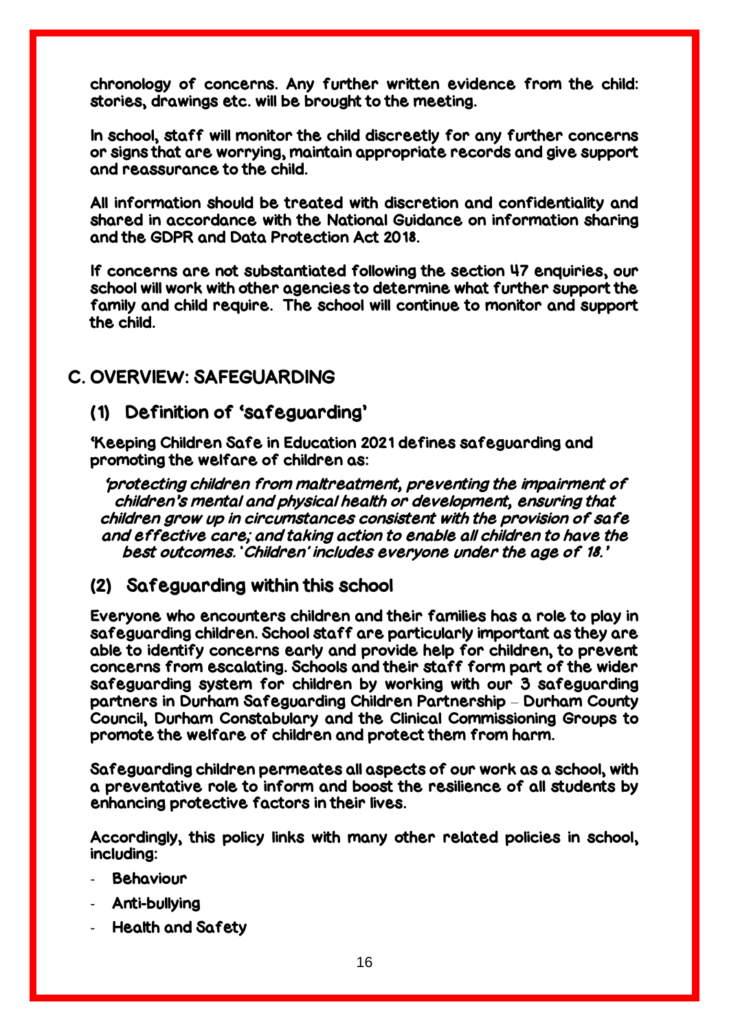chronology of concerns. Any further written evidence from the child: stories, drawings etc. will be brought to the meeting.

In school, staff will monitor the child discreetly for any further concerns or signs that are worrying, maintain appropriate records and give support and reassurance to the child.

All information should be treated with discretion and confidentiality and shared in accordance with the National Guidance on information sharing and the GDPR and Data Protection Act 2018.

If concerns are not substantiated following the section 47 enquiries, our school will work with other agencies to determine what further support the family and child require. The school will continue to monitor and support the child.

## C. OVERVIEW: SAFEGUARDING

### (1) Definition of 'safeguarding'

'Keeping Children Safe in Education 2021 defines safeguarding and promoting the welfare of children as:

*'protecting children from maltreatment, preventing the impairment of children's mental and physical health or development, ensuring that children grow up in circumstances consistent with the provision of safe and effective care; and taking action to enable all children to have the best outcomes. 'Children' includes everyone under the age of 18.'*

### (2) Safeguarding within this school

Everyone who encounters children and their families has a role to play in safeguarding children. School staff are particularly important as they are able to identify concerns early and provide help for children, to prevent concerns from escalating. Schools and their staff form part of the wider safeguarding system for children by working with our 3 safeguarding partners in Durham Safeguarding Children Partnership – Durham County Council, Durham Constabulary and the Clinical Commissioning Groups to promote the welfare of children and protect them from harm.

Safeguarding children permeates all aspects of our work as a school, with a preventative role to inform and boost the resilience of all students by enhancing protective factors in their lives.

Accordingly, this policy links with many other related policies in school, including:

- Behaviour
- Anti-bullying
- Health and Safety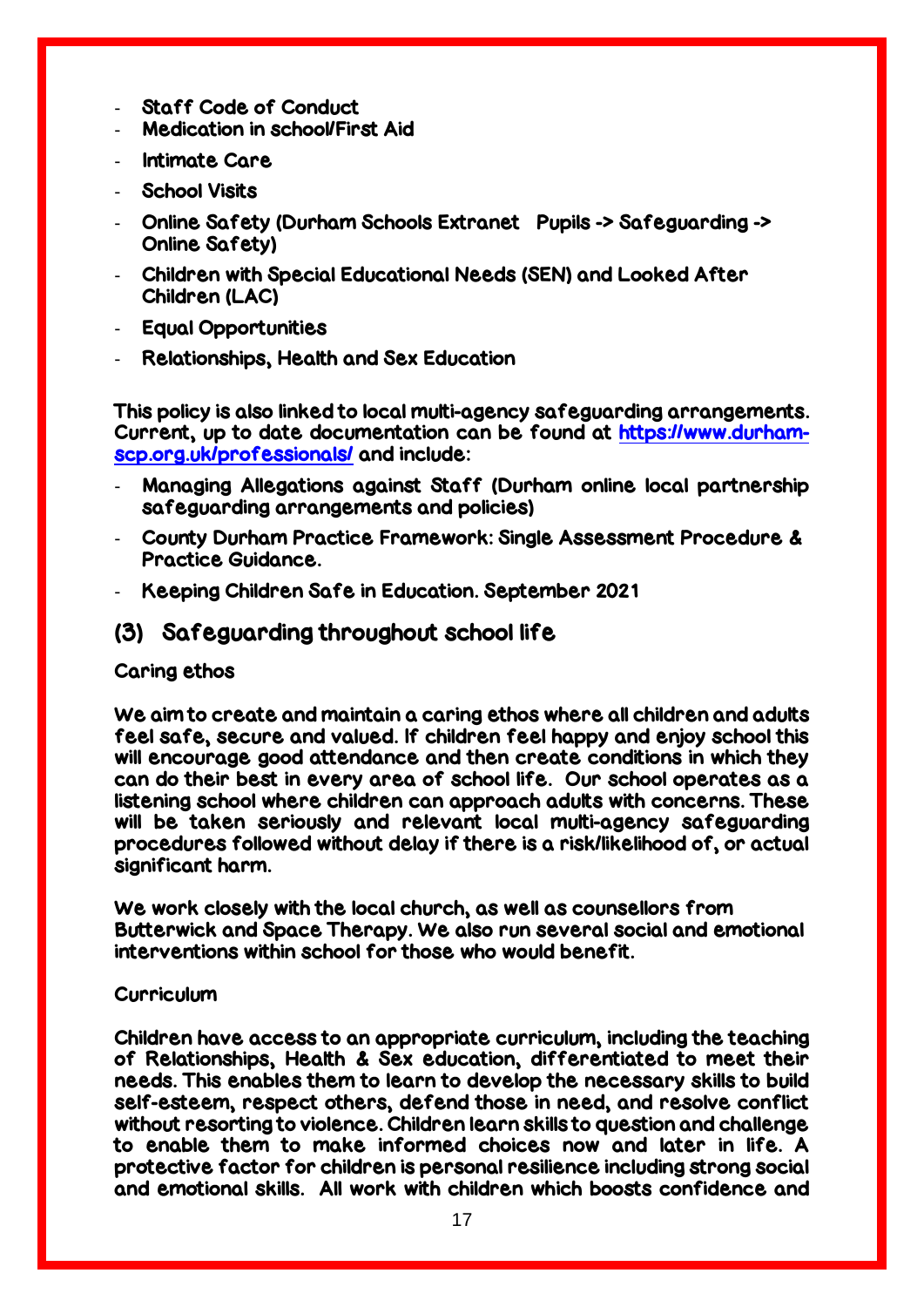- Staff Code of Conduct
- Medication in school/First Aid
- Intimate Care
- School Visits
- Online Safety (Durham Schools Extranet Pupils -> Safeguarding -> Online Safety)
- Children with Special Educational Needs (SEN) and Looked After Children (LAC)
- Equal Opportunities
- Relationships, Health and Sex Education

This policy is also linked to local multi-agency safeguarding arrangements. Current, up to date documentation can be found at [https://www.durham-scp.org.uk/professionals/](https://www.durham-scp.org.uk/professionals/) and include:

- Managing Allegations against Staff (Durham online local partnership safeguarding arrangements and policies)
- County Durham Practice Framework: Single Assessment Procedure & Practice Guidance.
- Keeping Children Safe in Education. September 2021

## (3) Safeguarding throughout school life

### Caring ethos

We aim to create and maintain a caring ethos where all children and adults feel safe, secure and valued. If children feel happy and enjoy school this will encourage good attendance and then create conditions in which they can do their best in every area of school life. Our school operates as a listening school where children can approach adults with concerns. These will be taken seriously and relevant local multi-agency safeguarding procedures followed without delay if there is a risk/likelihood of, or actual significant harm.

We work closely with the local church, as well as counsellors from Butterwick and Space Therapy. We also run several social and emotional interventions within school for those who would benefit.

### Curriculum

Children have access to an appropriate curriculum, including the teaching of Relationships, Health & Sex education, differentiated to meet their needs. This enables them to learn to develop the necessary skills to build self-esteem, respect others, defend those in need, and resolve conflict without resorting to violence. Children learn skills to question and challenge to enable them to make informed choices now and later in life. A protective factor for children is personal resilience including strong social and emotional skills. All work with children which boosts confidence and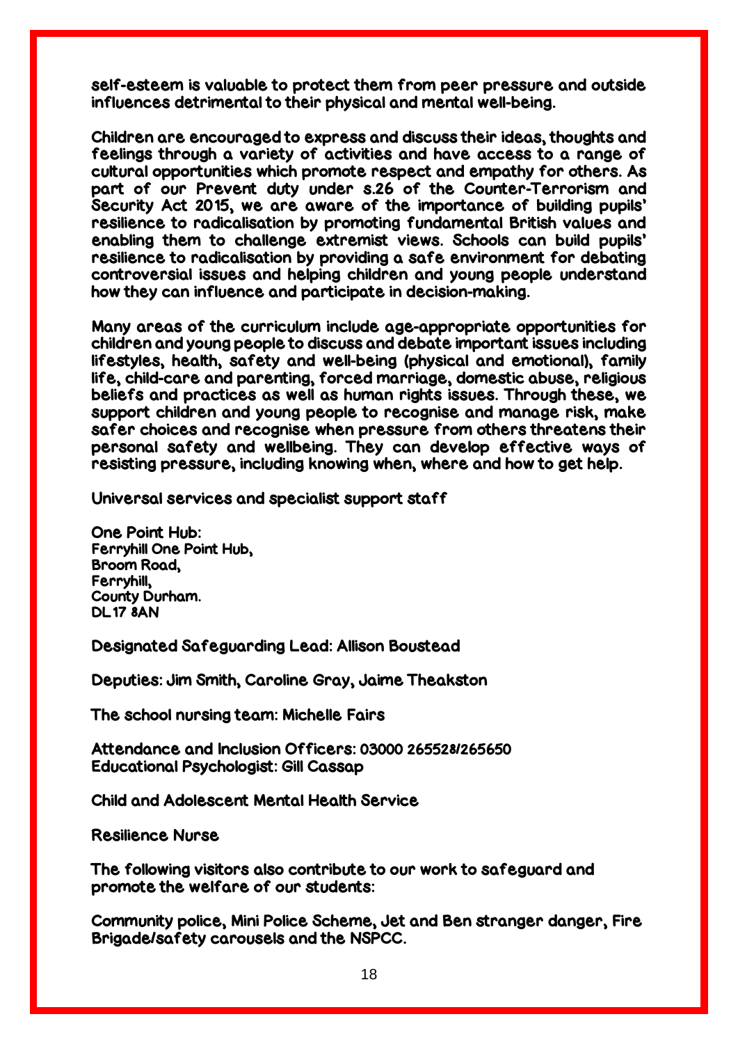self-esteem is valuable to protect them from peer pressure and outside influences detrimental to their physical and mental well-being.

Children are encouraged to express and discuss their ideas, thoughts and feelings through a variety of activities and have access to a range of cultural opportunities which promote respect and empathy for others. As part of our Prevent duty under s.26 of the Counter-Terrorism and Security Act 2015, we are aware of the importance of building pupils' resilience to radicalisation by promoting fundamental British values and enabling them to challenge extremist views. Schools can build pupils' resilience to radicalisation by providing a safe environment for debating controversial issues and helping children and young people understand how they can influence and participate in decision-making.

Many areas of the curriculum include age-appropriate opportunities for children and young people to discuss and debate important issues including lifestyles, health, safety and well-being (physical and emotional), family life, child-care and parenting, forced marriage, domestic abuse, religious beliefs and practices as well as human rights issues. Through these, we support children and young people to recognise and manage risk, make safer choices and recognise when pressure from others threatens their personal safety and wellbeing. They can develop effective ways of resisting pressure, including knowing when, where and how to get help.

Universal services and specialist support staff

One Point Hub:
Ferryhill One Point Hub,
Broom Road,
Ferryhill,
County Durham.
DL17 8AN

Designated Safeguarding Lead: Allison Boustead

Deputies: Jim Smith, Caroline Gray, Jaime Theakston

The school nursing team: Michelle Fairs

Attendance and Inclusion Officers: 03000 265528/265650
Educational Psychologist: Gill Cassap

Child and Adolescent Mental Health Service

Resilience Nurse

The following visitors also contribute to our work to safeguard and promote the welfare of our students:

Community police, Mini Police Scheme, Jet and Ben stranger danger, Fire Brigade/safety carousels and the NSPCC.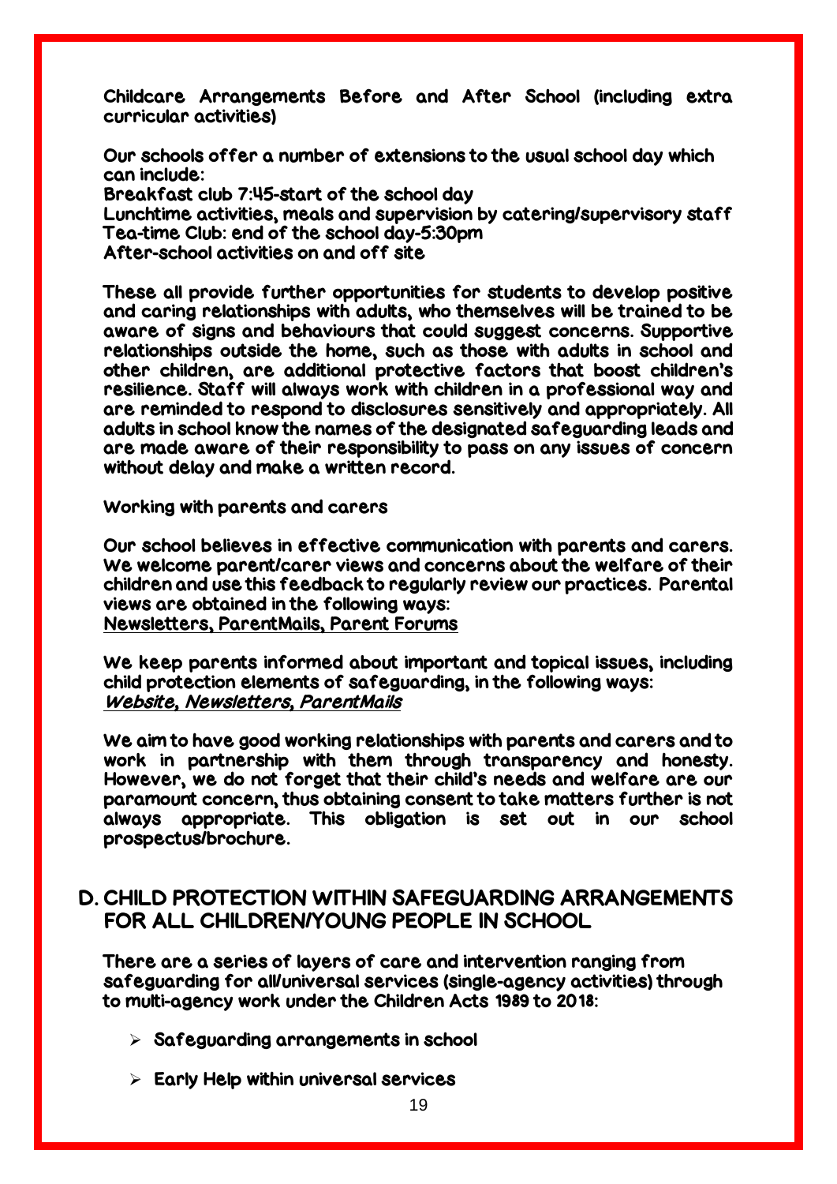**Childcare Arrangements Before and After School (including extra curricular activities)**

Our schools offer a number of extensions to the usual school day which can include:
Breakfast club 7:45-start of the school day
Lunchtime activities, meals and supervision by catering/supervisory staff
Tea-time Club: end of the school day-5:30pm
After-school activities on and off site

These all provide further opportunities for students to develop positive and caring relationships with adults, who themselves will be trained to be aware of signs and behaviours that could suggest concerns. Supportive relationships outside the home, such as those with adults in school and other children, are additional protective factors that boost children's resilience. Staff will always work with children in a professional way and are reminded to respond to disclosures sensitively and appropriately. All adults in school know the names of the designated safeguarding leads and are made aware of their responsibility to pass on any issues of concern without delay and make a written record.

**Working with parents and carers**

Our school believes in effective communication with parents and carers. We welcome parent/carer views and concerns about the welfare of their children and use this feedback to regularly review our practices. Parental views are obtained in the following ways:
Newsletters, ParentMails, Parent Forums

We keep parents informed about important and topical issues, including child protection elements of safeguarding, in the following ways:
*Website, Newsletters, ParentMails*

We aim to have good working relationships with parents and carers and to work in partnership with them through transparency and honesty. However, we do not forget that their child's needs and welfare are our paramount concern, thus obtaining consent to take matters further is not always appropriate. This obligation is set out in our school prospectus/brochure.

## D. CHILD PROTECTION WITHIN SAFEGUARDING ARRANGEMENTS FOR ALL CHILDREN/YOUNG PEOPLE IN SCHOOL

There are a series of layers of care and intervention ranging from safeguarding for all/universal services (single-agency activities) through to multi-agency work under the Children Acts 1989 to 2018:

- Safeguarding arrangements in school
- Early Help within universal services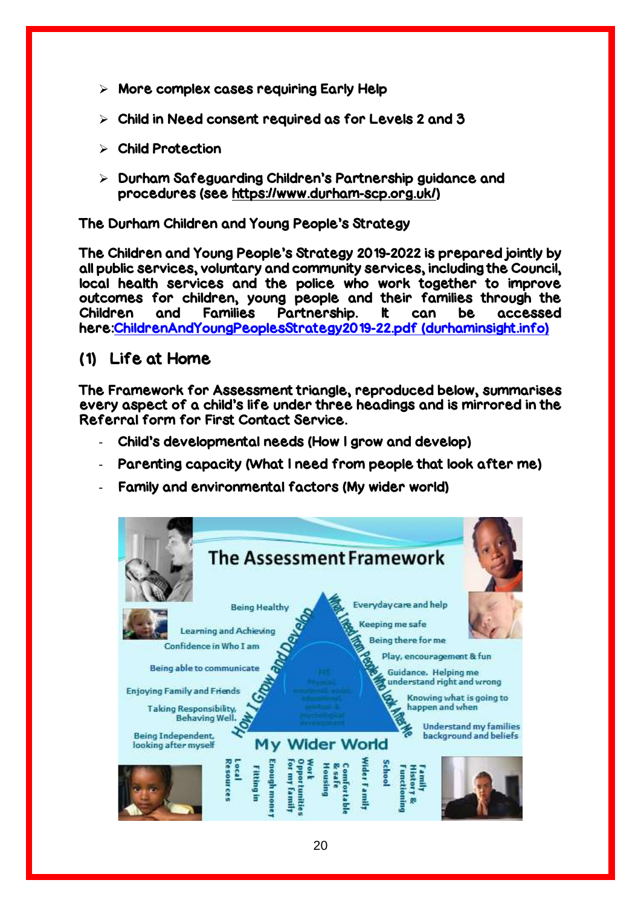- More complex cases requiring Early Help
- Child in Need consent required as for Levels 2 and 3
- Child Protection
- Durham Safeguarding Children's Partnership guidance and procedures (see https://www.durham-scp.org.uk/)

**The Durham Children and Young People's Strategy**

The Children and Young People's Strategy 2019-2022 is prepared jointly by all public services, voluntary and community services, including the Council, local health services and the police who work together to improve outcomes for children, young people and their families through the Children and Families Partnership. It can be accessed here:[ChildrenAndYoungPeoplesStrategy2019-22.pdf (durhaminsight.info)](ChildrenAndYoungPeoplesStrategy2019-22.pdf)

## (1) Life at Home

The Framework for Assessment triangle, reproduced below, summarises every aspect of a child's life under three headings and is mirrored in the Referral form for First Contact Service.

- Child's developmental needs (How I grow and develop)
- Parenting capacity (What I need from people that look after me)
- Family and environmental factors (My wider world)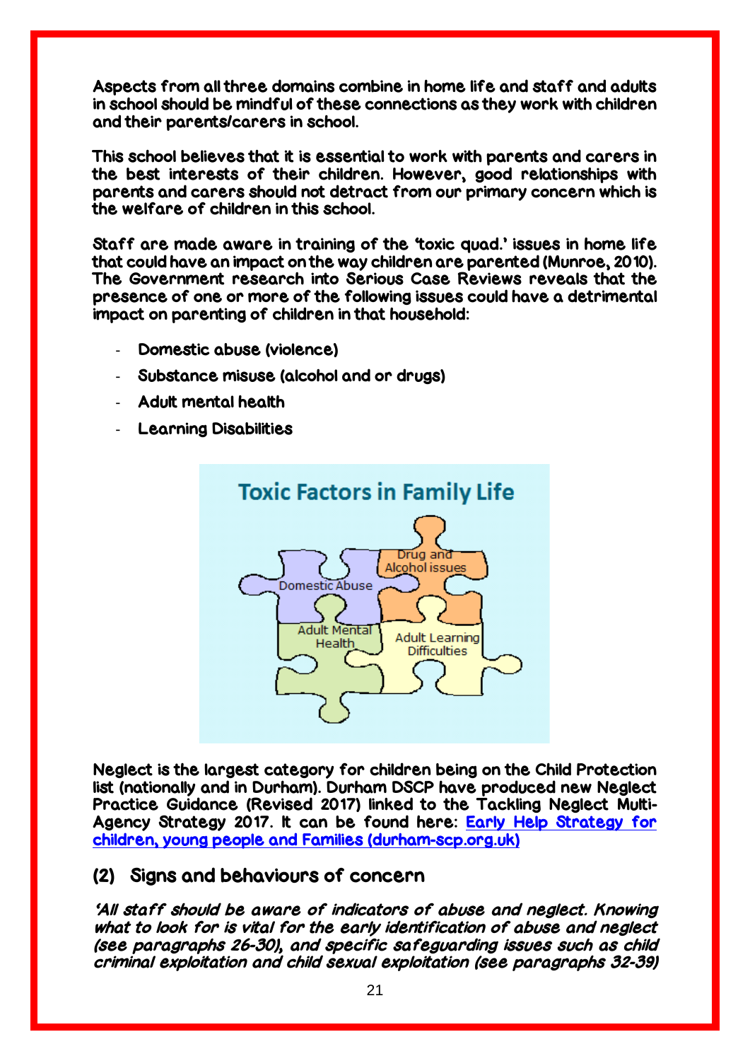Aspects from all three domains combine in home life and staff and adults in school should be mindful of these connections as they work with children and their parents/carers in school.

This school believes that it is essential to work with parents and carers in the best interests of their children. However, good relationships with parents and carers should not detract from our primary concern which is the welfare of children in this school.

Staff are made aware in training of the 'toxic quad.' issues in home life that could have an impact on the way children are parented (Munroe, 2010). The Government research into Serious Case Reviews reveals that the presence of one or more of the following issues could have a detrimental impact on parenting of children in that household:

- Domestic abuse (violence)
- Substance misuse (alcohol and or drugs)
- Adult mental health
- Learning Disabilities

Toxic Factors in Family Life

Domestic Abuse

Drug and Alcohol issues

Adult Mental Health

Adult Learning Difficulties

Neglect is the largest category for children being on the Child Protection list (nationally and in Durham). Durham DSCP have produced new Neglect Practice Guidance (Revised 2017) linked to the Tackling Neglect Multi-Agency Strategy 2017. It can be found here: [Early Help Strategy for children, young people and Families (durham-scp.org.uk)]

## (2) Signs and behaviours of concern

*'All staff should be aware of indicators of abuse and neglect. Knowing what to look for is vital for the early identification of abuse and neglect (see paragraphs 26-30), and specific safeguarding issues such as child criminal exploitation and child sexual exploitation (see paragraphs 32-39)*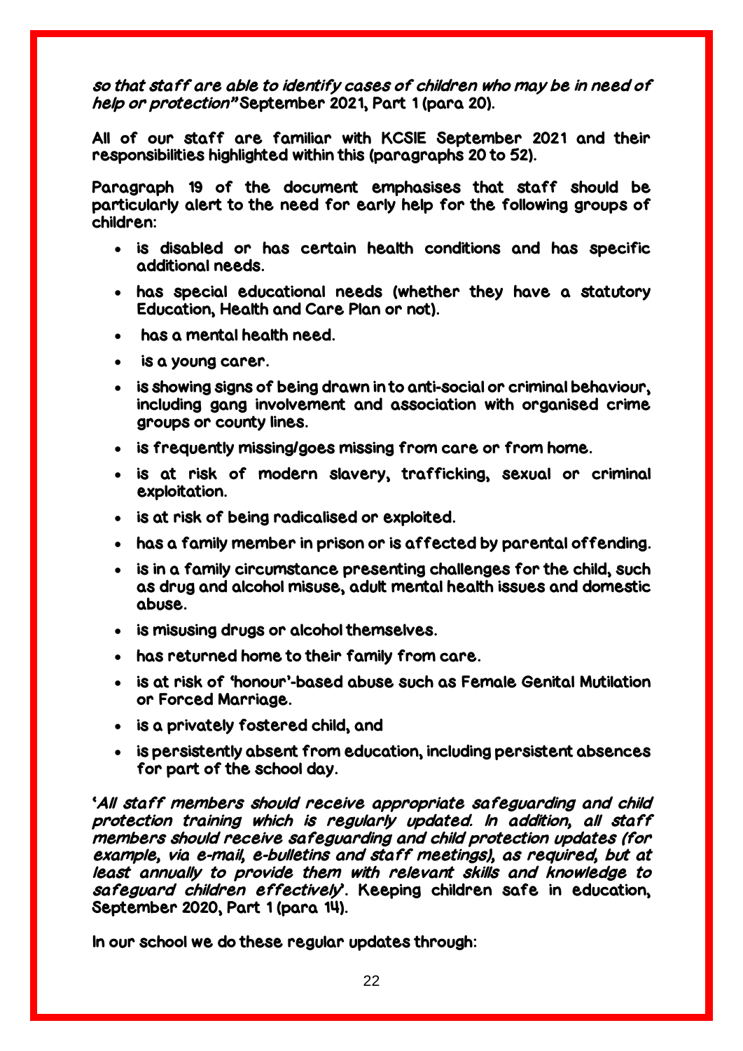*so that staff are able to identify cases of children who may be in need of help or protection"* September 2021, Part 1 (para 20).

All of our staff are familiar with KCSIE September 2021 and their responsibilities highlighted within this (paragraphs 20 to 52).

Paragraph 19 of the document emphasises that staff should be particularly alert to the need for early help for the following groups of children:

- is disabled or has certain health conditions and has specific additional needs.
- has special educational needs (whether they have a statutory Education, Health and Care Plan or not).
- has a mental health need.
- is a young carer.
- is showing signs of being drawn in to anti-social or criminal behaviour, including gang involvement and association with organised crime groups or county lines.
- is frequently missing/goes missing from care or from home.
- is at risk of modern slavery, trafficking, sexual or criminal exploitation.
- is at risk of being radicalised or exploited.
- has a family member in prison or is affected by parental offending.
- is in a family circumstance presenting challenges for the child, such as drug and alcohol misuse, adult mental health issues and domestic abuse.
- is misusing drugs or alcohol themselves.
- has returned home to their family from care.
- is at risk of 'honour'-based abuse such as Female Genital Mutilation or Forced Marriage.
- is a privately fostered child, and
- is persistently absent from education, including persistent absences for part of the school day.

'*All staff members should receive appropriate safeguarding and child protection training which is regularly updated. In addition, all staff members should receive safeguarding and child protection updates (for example, via e-mail, e-bulletins and staff meetings), as required, but at least annually to provide them with relevant skills and knowledge to safeguard children effectively*'. Keeping children safe in education, September 2020, Part 1 (para 14).

In our school we do these regular updates through: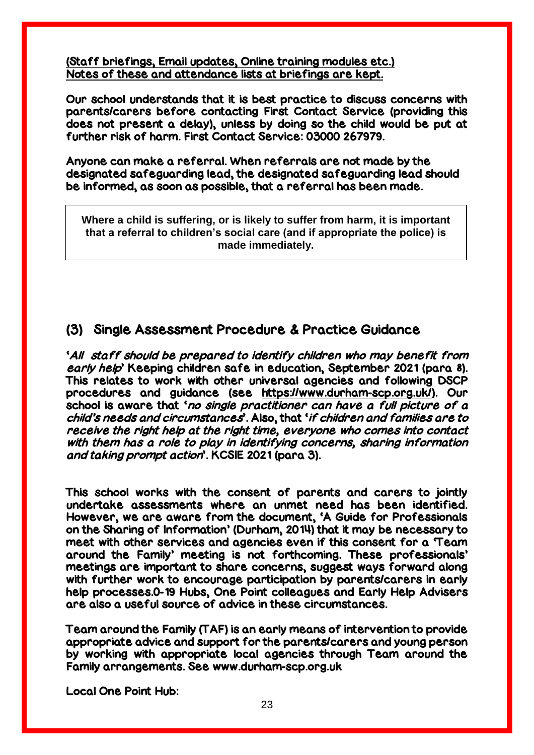<u>(Staff briefings, Email updates, Online training modules etc.)</u>
<u>Notes of these and attendance lists at briefings are kept.</u>

Our school understands that it is best practice to discuss concerns with parents/carers before contacting First Contact Service (providing this does not present a delay), unless by doing so the child would be put at further risk of harm. First Contact Service: 03000 267979.

Anyone can make a referral. When referrals are not made by the designated safeguarding lead, the designated safeguarding lead should be informed, as soon as possible, that a referral has been made.

> **Where a child is suffering, or is likely to suffer from harm, it is important that a referral to children's social care (and if appropriate the police) is made immediately.**

## (3) Single Assessment Procedure & Practice Guidance

'*All staff should be prepared to identify children who may benefit from early help*' Keeping children safe in education, September 2021 (para 8). This relates to work with other universal agencies and following DSCP procedures and guidance (see https://www.durham-scp.org.uk/). Our school is aware that '*no single practitioner can have a full picture of a child's needs and circumstances*'. Also, that '*if children and families are to receive the right help at the right time, everyone who comes into contact with them has a role to play in identifying concerns, sharing information and taking prompt action*'. KCSIE 2021 (para 3).

This school works with the consent of parents and carers to jointly undertake assessments where an unmet need has been identified. However, we are aware from the document, 'A Guide for Professionals on the Sharing of Information' (Durham, 2014) that it may be necessary to meet with other services and agencies even if this consent for a 'Team around the Family' meeting is not forthcoming. These professionals' meetings are important to share concerns, suggest ways forward along with further work to encourage participation by parents/carers in early help processes.0-19 Hubs, One Point colleagues and Early Help Advisers are also a useful source of advice in these circumstances.

Team around the Family (TAF) is an early means of intervention to provide appropriate advice and support for the parents/carers and young person by working with appropriate local agencies through Team around the Family arrangements. See www.durham-scp.org.uk

Local One Point Hub: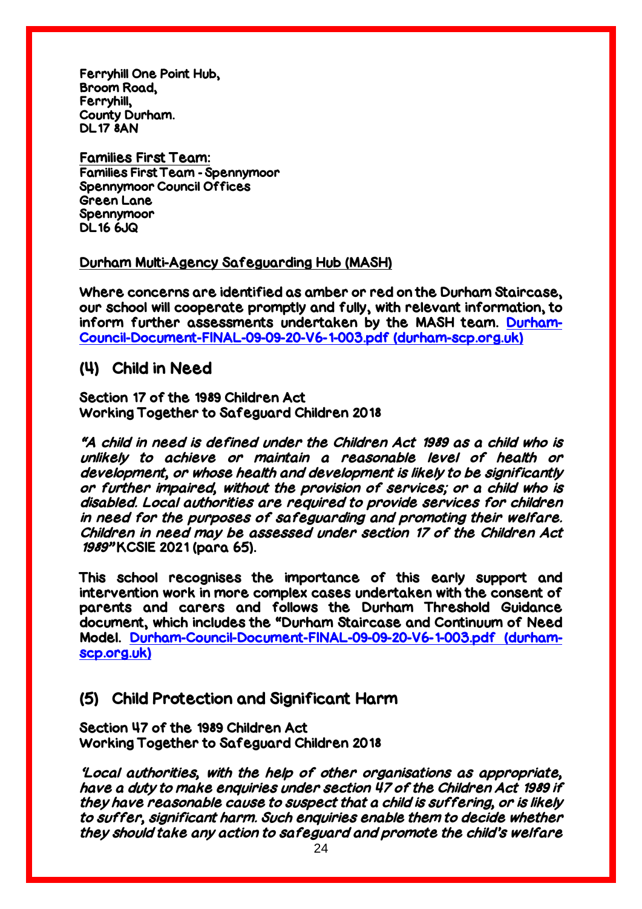**Ferryhill One Point Hub,**
**Broom Road,**
**Ferryhill,**
**County Durham.**
**DL17 8AN**

**Families First Team:**
**Families First Team - Spennymoor**
**Spennymoor Council Offices**
**Green Lane**
**Spennymoor**
**DL16 6JQ**

**Durham Multi-Agency Safeguarding Hub (MASH)**

**Where concerns are identified as amber or red on the Durham Staircase, our school will cooperate promptly and fully, with relevant information, to inform further assessments undertaken by the MASH team. [Durham-Council-Document-FINAL-09-09-20-V6-1-003.pdf (durham-scp.org.uk)](durham-scp.org.uk)**

## (4) Child in Need

**Section 17 of the 1989 Children Act**
**Working Together to Safeguard Children 2018**

***"A child in need is defined under the Children Act 1989 as a child who is unlikely to achieve or maintain a reasonable level of health or development, or whose health and development is likely to be significantly or further impaired, without the provision of services; or a child who is disabled. Local authorities are required to provide services for children in need for the purposes of safeguarding and promoting their welfare. Children in need may be assessed under section 17 of the Children Act 1989"*** **KCSIE 2021 (para 65).**

**This school recognises the importance of this early support and intervention work in more complex cases undertaken with the consent of parents and carers and follows the Durham Threshold Guidance document, which includes the "Durham Staircase and Continuum of Need Model. [Durham-Council-Document-FINAL-09-09-20-V6-1-003.pdf (durham-scp.org.uk)](durham-scp.org.uk)**

## (5) Child Protection and Significant Harm

**Section 47 of the 1989 Children Act**
**Working Together to Safeguard Children 2018**

***'Local authorities, with the help of other organisations as appropriate, have a duty to make enquiries under section 47 of the Children Act 1989 if they have reasonable cause to suspect that a child is suffering, or is likely to suffer, significant harm. Such enquiries enable them to decide whether they should take any action to safeguard and promote the child's welfare***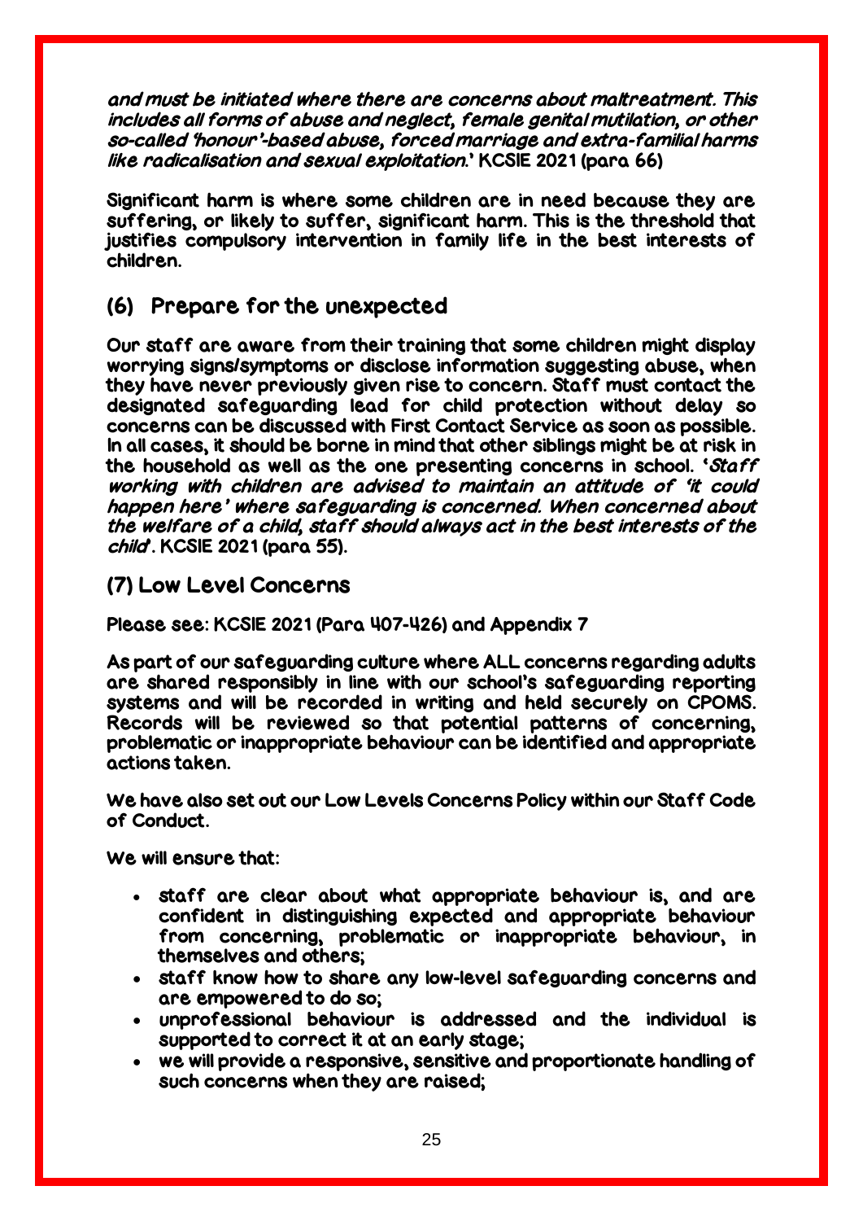*and must be initiated where there are concerns about maltreatment. This includes all forms of abuse and neglect, female genital mutilation, or other so-called 'honour'-based abuse, forced marriage and extra-familial harms like radicalisation and sexual exploitation.*' KCSIE 2021 (para 66)

Significant harm is where some children are in need because they are suffering, or likely to suffer, significant harm. This is the threshold that justifies compulsory intervention in family life in the best interests of children.

## (6) Prepare for the unexpected

Our staff are aware from their training that some children might display worrying signs/symptoms or disclose information suggesting abuse, when they have never previously given rise to concern. Staff must contact the designated safeguarding lead for child protection without delay so concerns can be discussed with First Contact Service as soon as possible. In all cases, it should be borne in mind that other siblings might be at risk in the household as well as the one presenting concerns in school. '*Staff working with children are advised to maintain an attitude of 'it could happen here' where safeguarding is concerned. When concerned about the welfare of a child, staff should always act in the best interests of the child*'. KCSIE 2021 (para 55).

## (7) Low Level Concerns

Please see: KCSIE 2021 (Para 407-426) and Appendix 7

As part of our safeguarding culture where ALL concerns regarding adults are shared responsibly in line with our school's safeguarding reporting systems and will be recorded in writing and held securely on CPOMS. Records will be reviewed so that potential patterns of concerning, problematic or inappropriate behaviour can be identified and appropriate actions taken.

We have also set out our Low Levels Concerns Policy within our Staff Code of Conduct.

We will ensure that:

- staff are clear about what appropriate behaviour is, and are confident in distinguishing expected and appropriate behaviour from concerning, problematic or inappropriate behaviour, in themselves and others;
- staff know how to share any low-level safeguarding concerns and are empowered to do so;
- unprofessional behaviour is addressed and the individual is supported to correct it at an early stage;
- we will provide a responsive, sensitive and proportionate handling of such concerns when they are raised;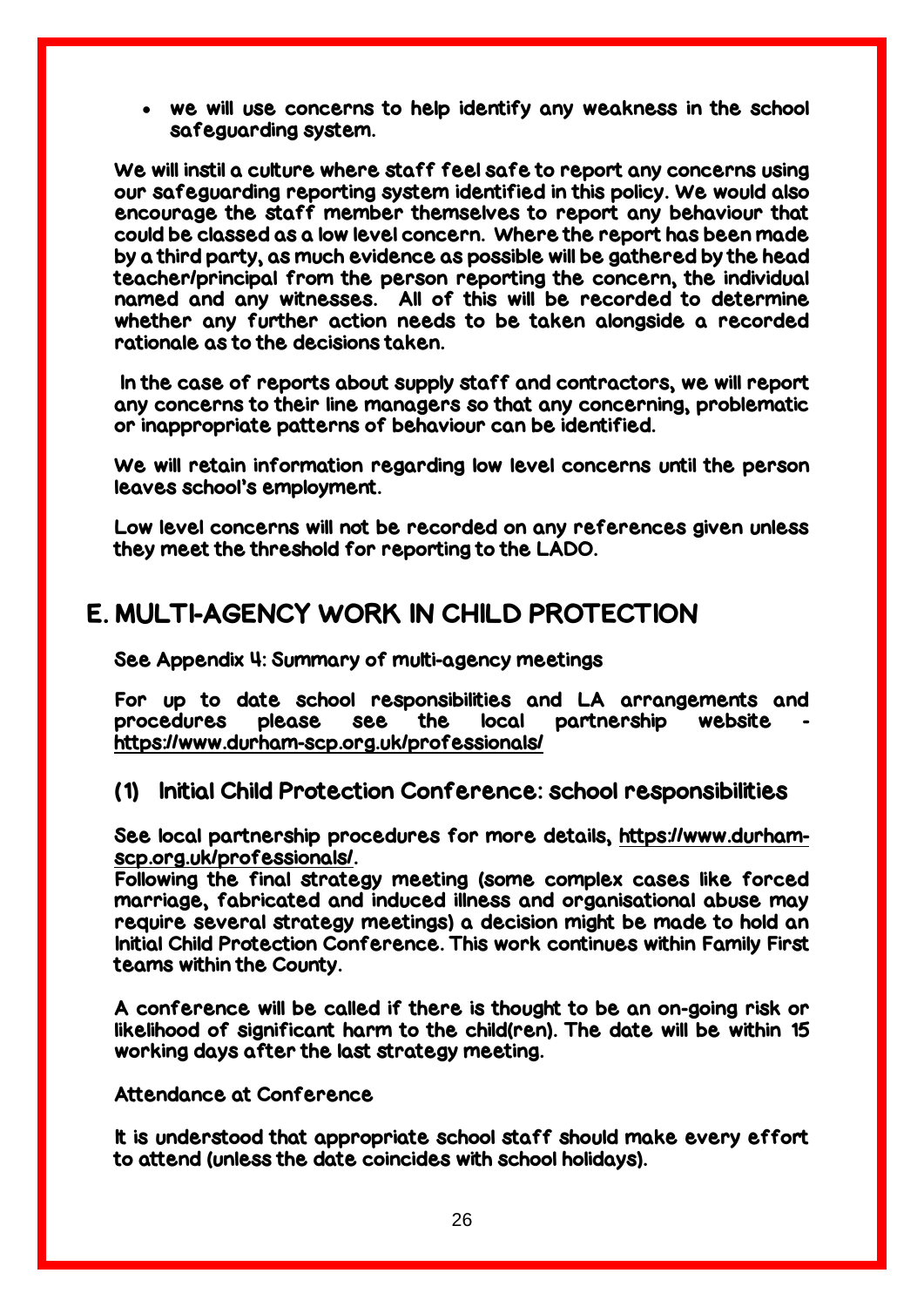- we will use concerns to help identify any weakness in the school safeguarding system.

We will instil a culture where staff feel safe to report any concerns using our safeguarding reporting system identified in this policy. We would also encourage the staff member themselves to report any behaviour that could be classed as a low level concern. Where the report has been made by a third party, as much evidence as possible will be gathered by the head teacher/principal from the person reporting the concern, the individual named and any witnesses. All of this will be recorded to determine whether any further action needs to be taken alongside a recorded rationale as to the decisions taken.

In the case of reports about supply staff and contractors, we will report any concerns to their line managers so that any concerning, problematic or inappropriate patterns of behaviour can be identified.

We will retain information regarding low level concerns until the person leaves school's employment.

Low level concerns will not be recorded on any references given unless they meet the threshold for reporting to the LADO.

# E. MULTI-AGENCY WORK IN CHILD PROTECTION

See Appendix 4: Summary of multi-agency meetings

For up to date school responsibilities and LA arrangements and procedures please see the local partnership website - https://www.durham-scp.org.uk/professionals/

## (1) Initial Child Protection Conference: school responsibilities

See local partnership procedures for more details, https://www.durham-scp.org.uk/professionals/.
Following the final strategy meeting (some complex cases like forced marriage, fabricated and induced illness and organisational abuse may require several strategy meetings) a decision might be made to hold an Initial Child Protection Conference. This work continues within Family First teams within the County.

A conference will be called if there is thought to be an on-going risk or likelihood of significant harm to the child(ren). The date will be within 15 working days after the last strategy meeting.

Attendance at Conference

It is understood that appropriate school staff should make every effort to attend (unless the date coincides with school holidays).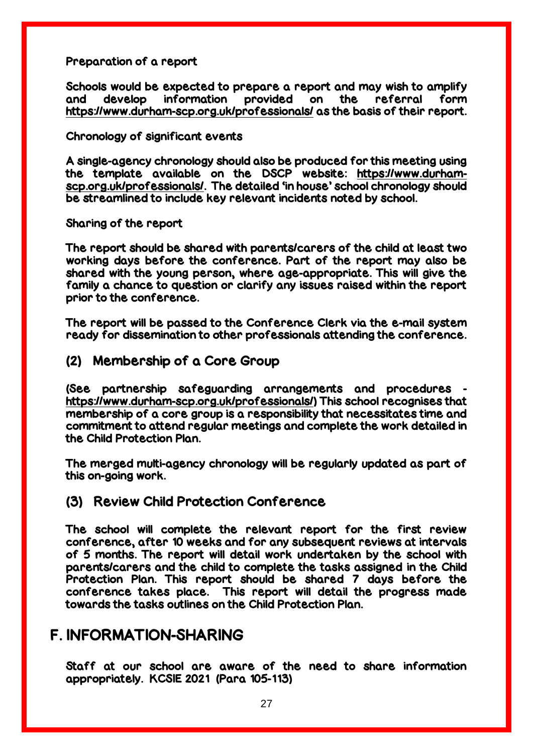Preparation of a report

Schools would be expected to prepare a report and may wish to amplify and develop information provided on the referral form https://www.durham-scp.org.uk/professionals/ as the basis of their report.

Chronology of significant events

A single-agency chronology should also be produced for this meeting using the template available on the DSCP website: https://www.durham-scp.org.uk/professionals/. The detailed 'in house' school chronology should be streamlined to include key relevant incidents noted by school.

Sharing of the report

The report should be shared with parents/carers of the child at least two working days before the conference. Part of the report may also be shared with the young person, where age-appropriate. This will give the family a chance to question or clarify any issues raised within the report prior to the conference.

The report will be passed to the Conference Clerk via the e-mail system ready for dissemination to other professionals attending the conference.

### (2) Membership of a Core Group

(See partnership safeguarding arrangements and procedures - https://www.durham-scp.org.uk/professionals/) This school recognises that membership of a core group is a responsibility that necessitates time and commitment to attend regular meetings and complete the work detailed in the Child Protection Plan.

The merged multi-agency chronology will be regularly updated as part of this on-going work.

### (3) Review Child Protection Conference

The school will complete the relevant report for the first review conference, after 10 weeks and for any subsequent reviews at intervals of 5 months. The report will detail work undertaken by the school with parents/carers and the child to complete the tasks assigned in the Child Protection Plan. This report should be shared 7 days before the conference takes place. This report will detail the progress made towards the tasks outlines on the Child Protection Plan.

## F. INFORMATION-SHARING

Staff at our school are aware of the need to share information appropriately. KCSIE 2021 (Para 105-113)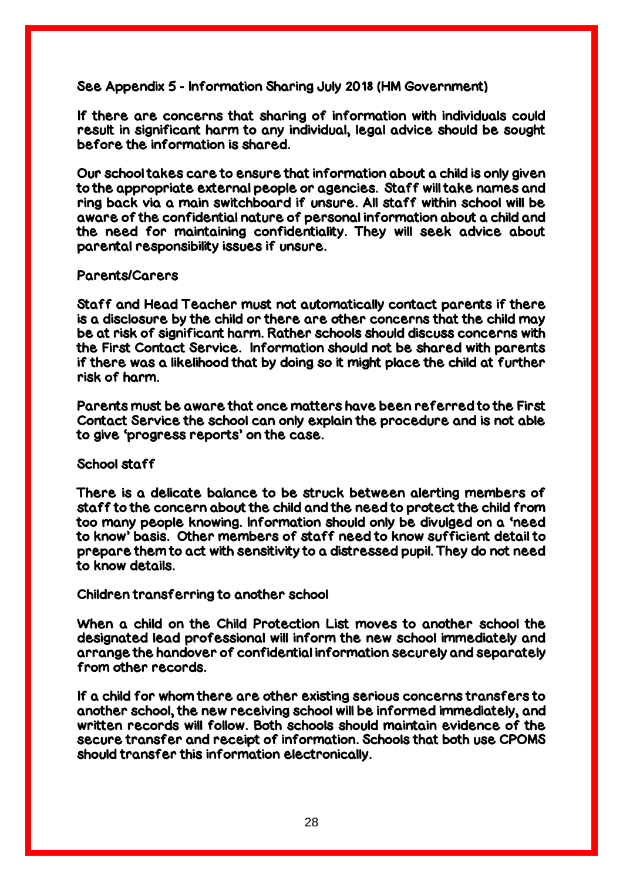See Appendix 5 - Information Sharing July 2018 (HM Government)

If there are concerns that sharing of information with individuals could result in significant harm to any individual, legal advice should be sought before the information is shared.

Our school takes care to ensure that information about a child is only given to the appropriate external people or agencies. Staff will take names and ring back via a main switchboard if unsure. All staff within school will be aware of the confidential nature of personal information about a child and the need for maintaining confidentiality. They will seek advice about parental responsibility issues if unsure.

## Parents/Carers

Staff and Head Teacher must not automatically contact parents if there is a disclosure by the child or there are other concerns that the child may be at risk of significant harm. Rather schools should discuss concerns with the First Contact Service. Information should not be shared with parents if there was a likelihood that by doing so it might place the child at further risk of harm.

Parents must be aware that once matters have been referred to the First Contact Service the school can only explain the procedure and is not able to give 'progress reports' on the case.

## School staff

There is a delicate balance to be struck between alerting members of staff to the concern about the child and the need to protect the child from too many people knowing. Information should only be divulged on a 'need to know' basis. Other members of staff need to know sufficient detail to prepare them to act with sensitivity to a distressed pupil. They do not need to know details.

## Children transferring to another school

When a child on the Child Protection List moves to another school the designated lead professional will inform the new school immediately and arrange the handover of confidential information securely and separately from other records.

If a child for whom there are other existing serious concerns transfers to another school, the new receiving school will be informed immediately, and written records will follow. Both schools should maintain evidence of the secure transfer and receipt of information. Schools that both use CPOMS should transfer this information electronically.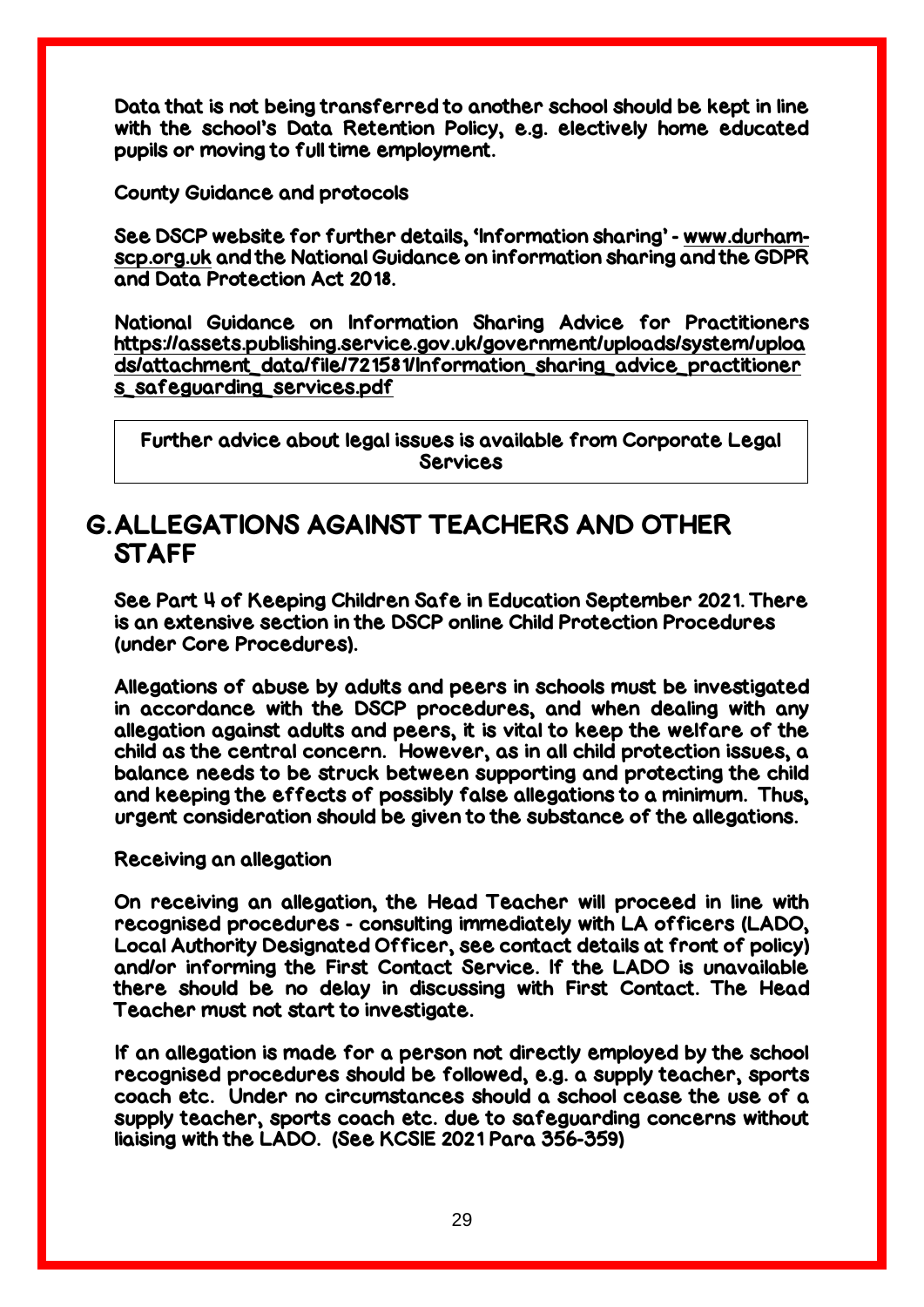Data that is not being transferred to another school should be kept in line with the school's Data Retention Policy, e.g. electively home educated pupils or moving to full time employment.

County Guidance and protocols

See DSCP website for further details, 'Information sharing' - www.durham-scp.org.uk and the National Guidance on information sharing and the GDPR and Data Protection Act 2018.

National Guidance on Information Sharing Advice for Practitioners https://assets.publishing.service.gov.uk/government/uploads/system/uploads/attachment_data/file/721581/Information_sharing_advice_practitioners_safeguarding_services.pdf

| Further advice about legal issues is available from Corporate Legal Services |
|---|

## G. ALLEGATIONS AGAINST TEACHERS AND OTHER STAFF

See Part 4 of Keeping Children Safe in Education September 2021. There is an extensive section in the DSCP online Child Protection Procedures (under Core Procedures).

Allegations of abuse by adults and peers in schools must be investigated in accordance with the DSCP procedures, and when dealing with any allegation against adults and peers, it is vital to keep the welfare of the child as the central concern. However, as in all child protection issues, a balance needs to be struck between supporting and protecting the child and keeping the effects of possibly false allegations to a minimum. Thus, urgent consideration should be given to the substance of the allegations.

Receiving an allegation

On receiving an allegation, the Head Teacher will proceed in line with recognised procedures - consulting immediately with LA officers (LADO, Local Authority Designated Officer, see contact details at front of policy) and/or informing the First Contact Service. If the LADO is unavailable there should be no delay in discussing with First Contact. The Head Teacher must not start to investigate.

If an allegation is made for a person not directly employed by the school recognised procedures should be followed, e.g. a supply teacher, sports coach etc. Under no circumstances should a school cease the use of a supply teacher, sports coach etc. due to safeguarding concerns without liaising with the LADO. (See KCSIE 2021 Para 356-359)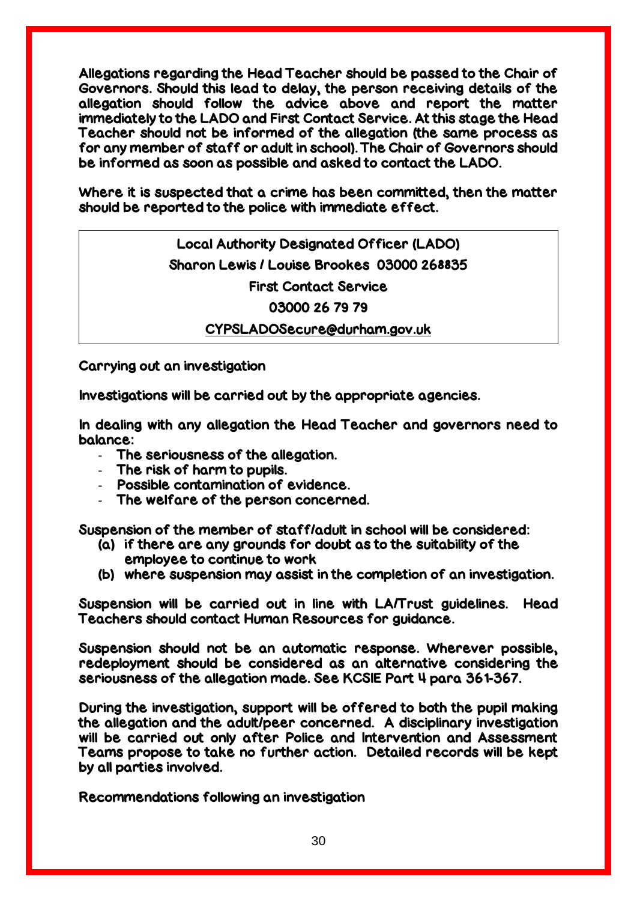Allegations regarding the Head Teacher should be passed to the Chair of Governors. Should this lead to delay, the person receiving details of the allegation should follow the advice above and report the matter immediately to the LADO and First Contact Service. At this stage the Head Teacher should not be informed of the allegation (the same process as for any member of staff or adult in school). The Chair of Governors should be informed as soon as possible and asked to contact the LADO.

Where it is suspected that a crime has been committed, then the matter should be reported to the police with immediate effect.

| Local Authority Designated Officer (LADO) |
|---|
| Sharon Lewis / Louise Brookes 03000 268835 |
| First Contact Service |
| 03000 26 79 79 |
| CYPSLADOSecure@durham.gov.uk |

## Carrying out an investigation

Investigations will be carried out by the appropriate agencies.

In dealing with any allegation the Head Teacher and governors need to balance:

- The seriousness of the allegation.
- The risk of harm to pupils.
- Possible contamination of evidence.
- The welfare of the person concerned.

Suspension of the member of staff/adult in school will be considered:

(a) if there are any grounds for doubt as to the suitability of the employee to continue to work
(b) where suspension may assist in the completion of an investigation.

Suspension will be carried out in line with LA/Trust guidelines. Head Teachers should contact Human Resources for guidance.

Suspension should not be an automatic response. Wherever possible, redeployment should be considered as an alternative considering the seriousness of the allegation made. See KCSIE Part 4 para 361-367.

During the investigation, support will be offered to both the pupil making the allegation and the adult/peer concerned. A disciplinary investigation will be carried out only after Police and Intervention and Assessment Teams propose to take no further action. Detailed records will be kept by all parties involved.

## Recommendations following an investigation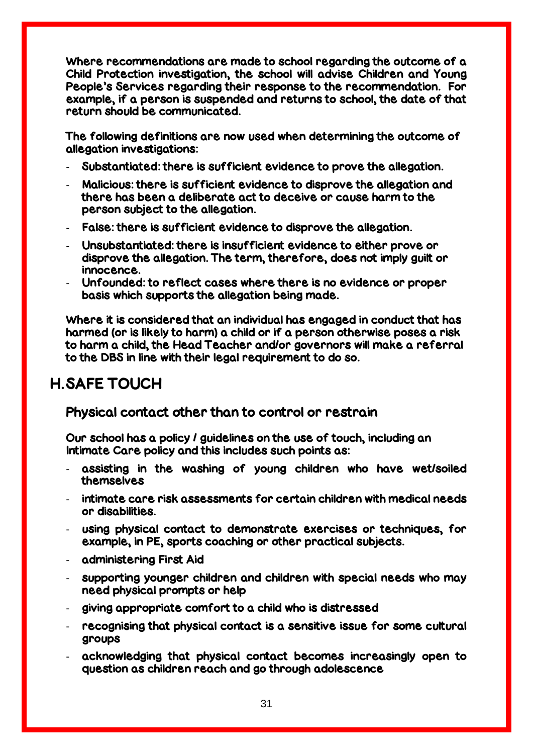Where recommendations are made to school regarding the outcome of a Child Protection investigation, the school will advise Children and Young People's Services regarding their response to the recommendation. For example, if a person is suspended and returns to school, the date of that return should be communicated.

The following definitions are now used when determining the outcome of allegation investigations:

- Substantiated: there is sufficient evidence to prove the allegation.
- Malicious: there is sufficient evidence to disprove the allegation and there has been a deliberate act to deceive or cause harm to the person subject to the allegation.
- False: there is sufficient evidence to disprove the allegation.
- Unsubstantiated: there is insufficient evidence to either prove or disprove the allegation. The term, therefore, does not imply guilt or innocence.
- Unfounded: to reflect cases where there is no evidence or proper basis which supports the allegation being made.

Where it is considered that an individual has engaged in conduct that has harmed (or is likely to harm) a child or if a person otherwise poses a risk to harm a child, the Head Teacher and/or governors will make a referral to the DBS in line with their legal requirement to do so.

## H. SAFE TOUCH

### Physical contact other than to control or restrain

Our school has a policy / guidelines on the use of touch, including an Intimate Care policy and this includes such points as:

- assisting in the washing of young children who have wet/soiled themselves
- intimate care risk assessments for certain children with medical needs or disabilities.
- using physical contact to demonstrate exercises or techniques, for example, in PE, sports coaching or other practical subjects.
- administering First Aid
- supporting younger children and children with special needs who may need physical prompts or help
- giving appropriate comfort to a child who is distressed
- recognising that physical contact is a sensitive issue for some cultural groups
- acknowledging that physical contact becomes increasingly open to question as children reach and go through adolescence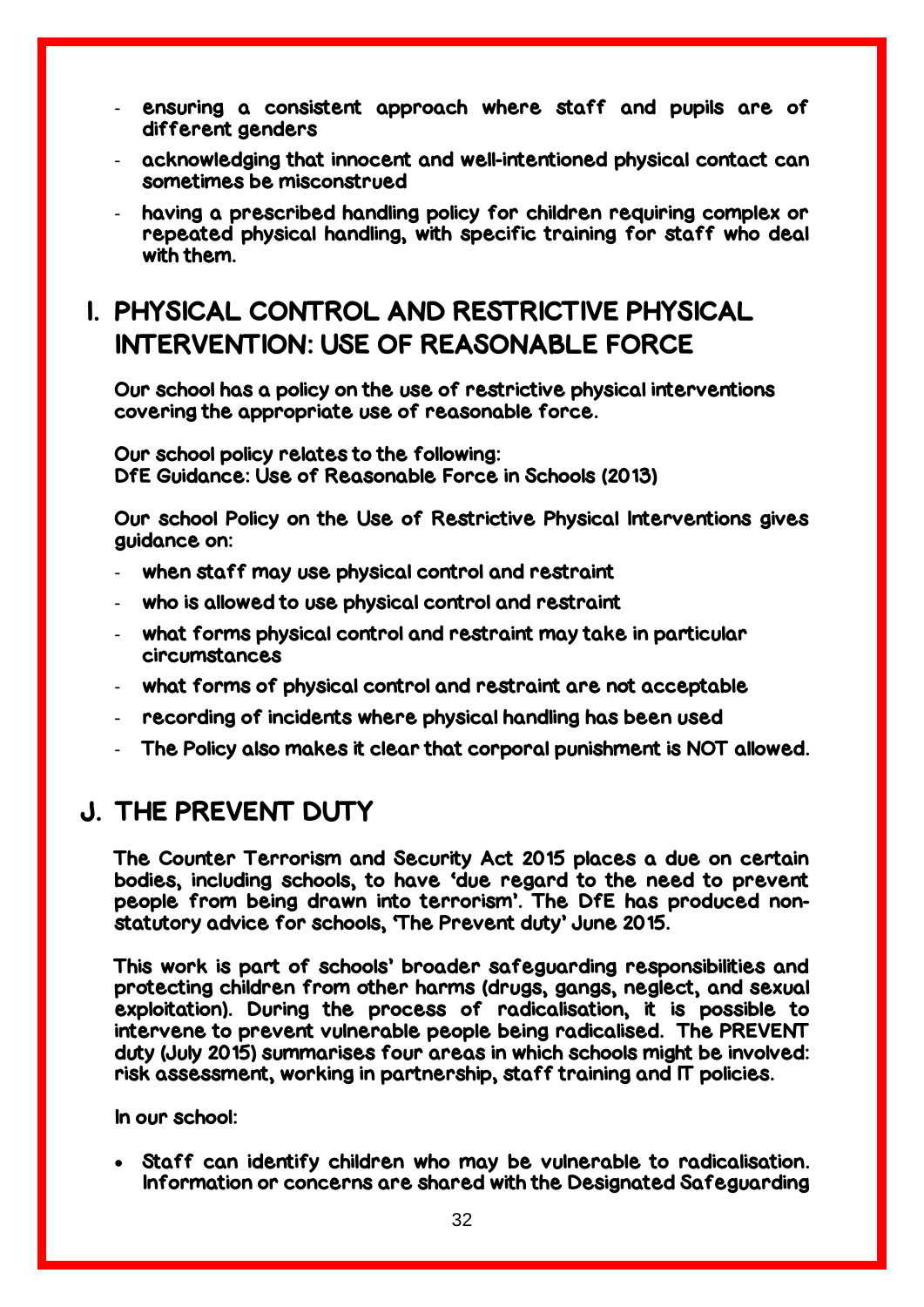- ensuring a consistent approach where staff and pupils are of different genders
- acknowledging that innocent and well-intentioned physical contact can sometimes be misconstrued
- having a prescribed handling policy for children requiring complex or repeated physical handling, with specific training for staff who deal with them.

## I. PHYSICAL CONTROL AND RESTRICTIVE PHYSICAL INTERVENTION: USE OF REASONABLE FORCE

Our school has a policy on the use of restrictive physical interventions covering the appropriate use of reasonable force.

Our school policy relates to the following:
DfE Guidance: Use of Reasonable Force in Schools (2013)

Our school Policy on the Use of Restrictive Physical Interventions gives guidance on:

- when staff may use physical control and restraint
- who is allowed to use physical control and restraint
- what forms physical control and restraint may take in particular circumstances
- what forms of physical control and restraint are not acceptable
- recording of incidents where physical handling has been used
- The Policy also makes it clear that corporal punishment is NOT allowed.

## J. THE PREVENT DUTY

The Counter Terrorism and Security Act 2015 places a due on certain bodies, including schools, to have 'due regard to the need to prevent people from being drawn into terrorism'. The DfE has produced non-statutory advice for schools, 'The Prevent duty' June 2015.

This work is part of schools' broader safeguarding responsibilities and protecting children from other harms (drugs, gangs, neglect, and sexual exploitation). During the process of radicalisation, it is possible to intervene to prevent vulnerable people being radicalised. The PREVENT duty (July 2015) summarises four areas in which schools might be involved: risk assessment, working in partnership, staff training and IT policies.

In our school:

- Staff can identify children who may be vulnerable to radicalisation. Information or concerns are shared with the Designated Safeguarding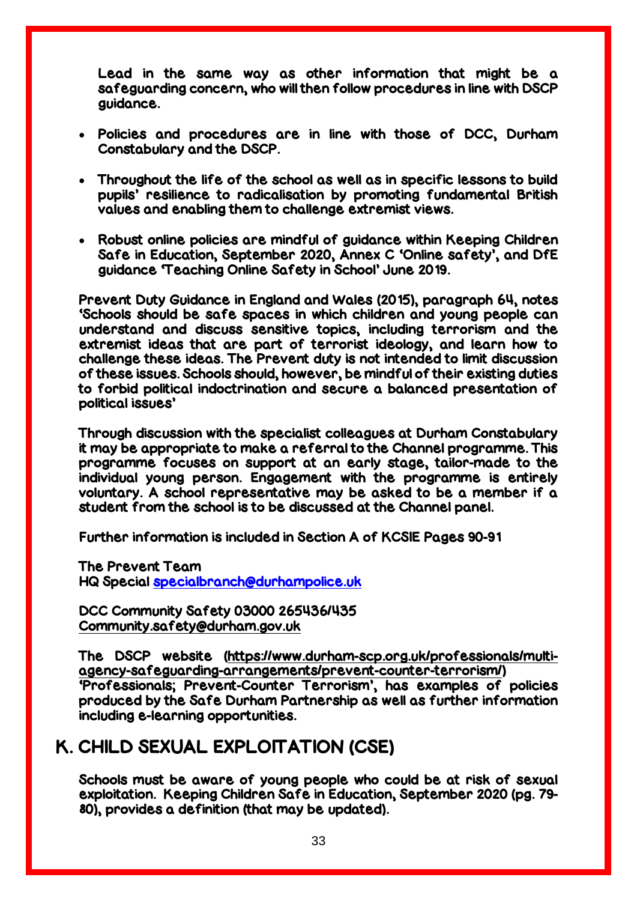Lead in the same way as other information that might be a safeguarding concern, who will then follow procedures in line with DSCP guidance.

- Policies and procedures are in line with those of DCC, Durham Constabulary and the DSCP.
- Throughout the life of the school as well as in specific lessons to build pupils' resilience to radicalisation by promoting fundamental British values and enabling them to challenge extremist views.
- Robust online policies are mindful of guidance within Keeping Children Safe in Education, September 2020, Annex C 'Online safety', and DfE guidance 'Teaching Online Safety in School' June 2019.

Prevent Duty Guidance in England and Wales (2015), paragraph 64, notes 'Schools should be safe spaces in which children and young people can understand and discuss sensitive topics, including terrorism and the extremist ideas that are part of terrorist ideology, and learn how to challenge these ideas. The Prevent duty is not intended to limit discussion of these issues. Schools should, however, be mindful of their existing duties to forbid political indoctrination and secure a balanced presentation of political issues'

Through discussion with the specialist colleagues at Durham Constabulary it may be appropriate to make a referral to the Channel programme. This programme focuses on support at an early stage, tailor-made to the individual young person. Engagement with the programme is entirely voluntary. A school representative may be asked to be a member if a student from the school is to be discussed at the Channel panel.

Further information is included in Section A of KCSIE Pages 90-91

The Prevent Team
HQ Special specialbranch@durhampolice.uk

DCC Community Safety 03000 265436/435
Community.safety@durham.gov.uk

The DSCP website (https://www.durham-scp.org.uk/professionals/multi-agency-safeguarding-arrangements/prevent-counter-terrorism/) 'Professionals; Prevent-Counter Terrorism', has examples of policies produced by the Safe Durham Partnership as well as further information including e-learning opportunities.

## K. CHILD SEXUAL EXPLOITATION (CSE)

Schools must be aware of young people who could be at risk of sexual exploitation. Keeping Children Safe in Education, September 2020 (pg. 79-80), provides a definition (that may be updated).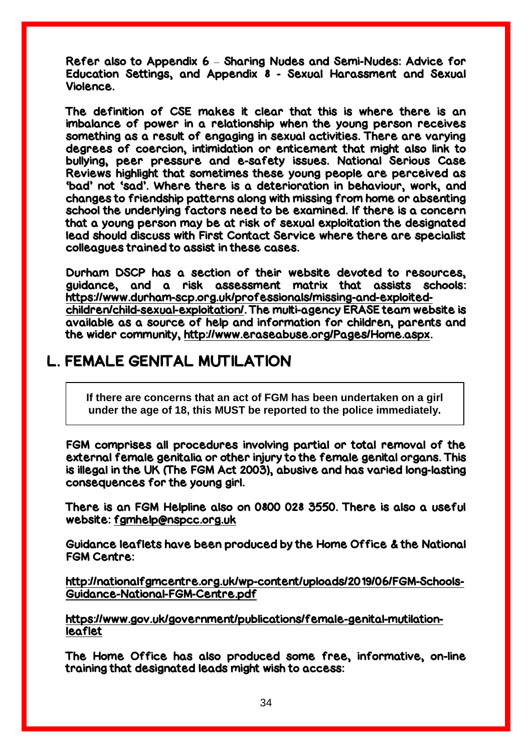Refer also to Appendix 6 – Sharing Nudes and Semi-Nudes: Advice for Education Settings, and Appendix 8 - Sexual Harassment and Sexual Violence.

The definition of CSE makes it clear that this is where there is an imbalance of power in a relationship when the young person receives something as a result of engaging in sexual activities. There are varying degrees of coercion, intimidation or enticement that might also link to bullying, peer pressure and e-safety issues. National Serious Case Reviews highlight that sometimes these young people are perceived as 'bad' not 'sad'. Where there is a deterioration in behaviour, work, and changes to friendship patterns along with missing from home or absenting school the underlying factors need to be examined. If there is a concern that a young person may be at risk of sexual exploitation the designated lead should discuss with First Contact Service where there are specialist colleagues trained to assist in these cases.

Durham DSCP has a section of their website devoted to resources, guidance, and a risk assessment matrix that assists schools: https://www.durham-scp.org.uk/professionals/missing-and-exploited-children/child-sexual-exploitation/. The multi-agency ERASE team website is available as a source of help and information for children, parents and the wider community, http://www.eraseabuse.org/Pages/Home.aspx.

## L. FEMALE GENITAL MUTILATION

**If there are concerns that an act of FGM has been undertaken on a girl under the age of 18, this MUST be reported to the police immediately.**

FGM comprises all procedures involving partial or total removal of the external female genitalia or other injury to the female genital organs. This is illegal in the UK (The FGM Act 2003), abusive and has varied long-lasting consequences for the young girl.

There is an FGM Helpline also on 0800 028 3550. There is also a useful website: fgmhelp@nspcc.org.uk

Guidance leaflets have been produced by the Home Office & the National FGM Centre:

http://nationalfgmcentre.org.uk/wp-content/uploads/2019/06/FGM-Schools-Guidance-National-FGM-Centre.pdf

https://www.gov.uk/government/publications/female-genital-mutilation-leaflet

The Home Office has also produced some free, informative, on-line training that designated leads might wish to access: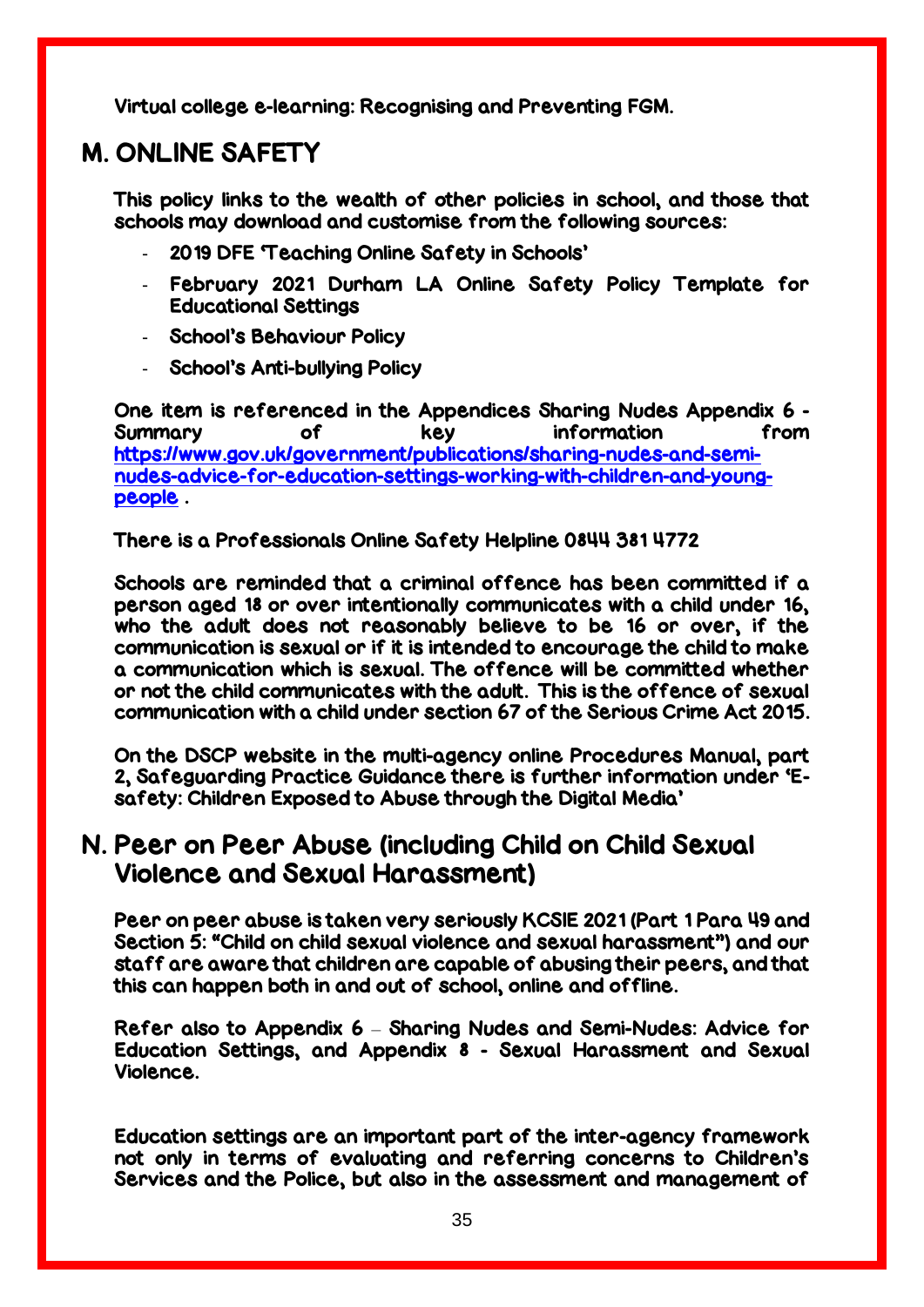Virtual college e-learning: Recognising and Preventing FGM.

## M. ONLINE SAFETY

This policy links to the wealth of other policies in school, and those that schools may download and customise from the following sources:

- 2019 DFE 'Teaching Online Safety in Schools'
- February 2021 Durham LA Online Safety Policy Template for Educational Settings
- School's Behaviour Policy
- School's Anti-bullying Policy

One item is referenced in the Appendices Sharing Nudes Appendix 6 - Summary of key information from [https://www.gov.uk/government/publications/sharing-nudes-and-semi-nudes-advice-for-education-settings-working-with-children-and-young-people](https://www.gov.uk/government/publications/sharing-nudes-and-semi-nudes-advice-for-education-settings-working-with-children-and-young-people) .

There is a Professionals Online Safety Helpline 0844 381 4772

Schools are reminded that a criminal offence has been committed if a person aged 18 or over intentionally communicates with a child under 16, who the adult does not reasonably believe to be 16 or over, if the communication is sexual or if it is intended to encourage the child to make a communication which is sexual. The offence will be committed whether or not the child communicates with the adult. This is the offence of sexual communication with a child under section 67 of the Serious Crime Act 2015.

On the DSCP website in the multi-agency online Procedures Manual, part 2, Safeguarding Practice Guidance there is further information under 'E-safety: Children Exposed to Abuse through the Digital Media'

## N. Peer on Peer Abuse (including Child on Child Sexual Violence and Sexual Harassment)

Peer on peer abuse is taken very seriously KCSIE 2021 (Part 1 Para 49 and Section 5: "Child on child sexual violence and sexual harassment") and our staff are aware that children are capable of abusing their peers, and that this can happen both in and out of school, online and offline.

Refer also to Appendix 6 – Sharing Nudes and Semi-Nudes: Advice for Education Settings, and Appendix 8 - Sexual Harassment and Sexual Violence.

Education settings are an important part of the inter-agency framework not only in terms of evaluating and referring concerns to Children's Services and the Police, but also in the assessment and management of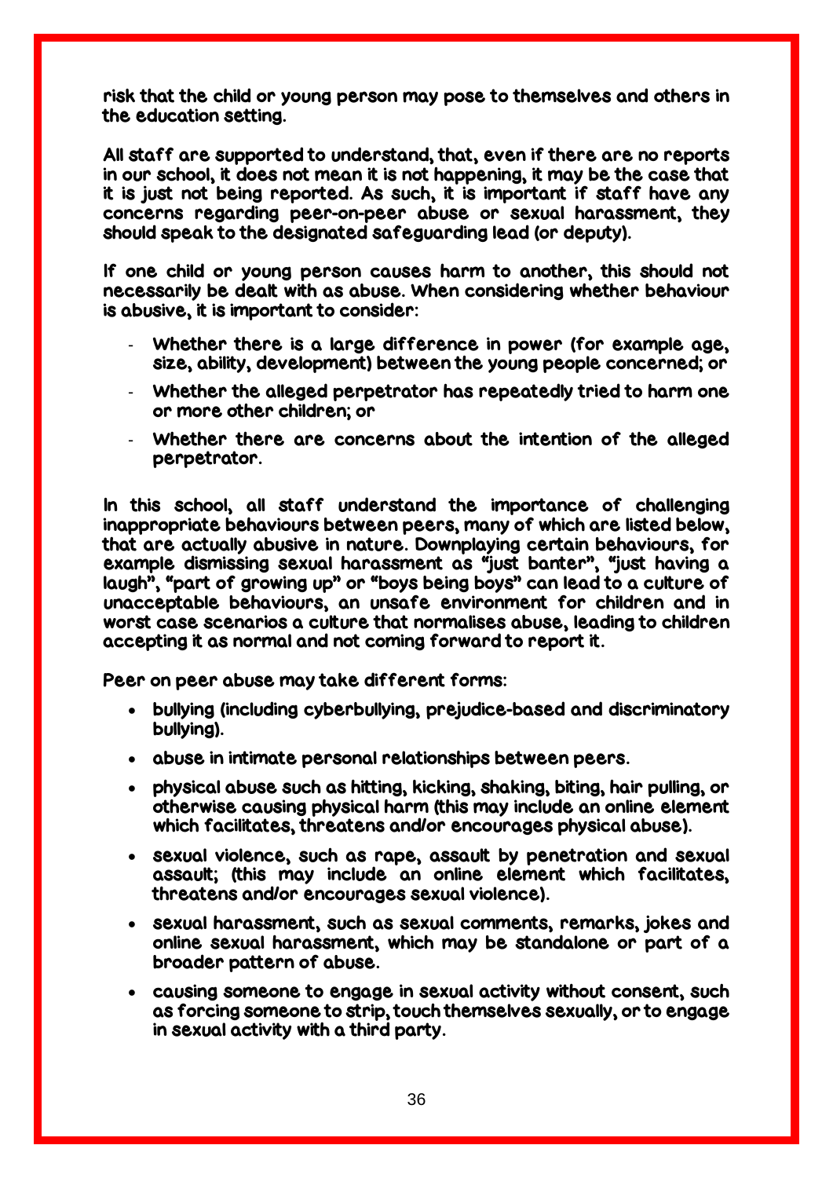risk that the child or young person may pose to themselves and others in the education setting.

All staff are supported to understand, that, even if there are no reports in our school, it does not mean it is not happening, it may be the case that it is just not being reported. As such, it is important if staff have any concerns regarding peer-on-peer abuse or sexual harassment, they should speak to the designated safeguarding lead (or deputy).

If one child or young person causes harm to another, this should not necessarily be dealt with as abuse. When considering whether behaviour is abusive, it is important to consider:

- Whether there is a large difference in power (for example age, size, ability, development) between the young people concerned; or
- Whether the alleged perpetrator has repeatedly tried to harm one or more other children; or
- Whether there are concerns about the intention of the alleged perpetrator.

In this school, all staff understand the importance of challenging inappropriate behaviours between peers, many of which are listed below, that are actually abusive in nature. Downplaying certain behaviours, for example dismissing sexual harassment as "just banter", "just having a laugh", "part of growing up" or "boys being boys" can lead to a culture of unacceptable behaviours, an unsafe environment for children and in worst case scenarios a culture that normalises abuse, leading to children accepting it as normal and not coming forward to report it.

Peer on peer abuse may take different forms:

- bullying (including cyberbullying, prejudice-based and discriminatory bullying).
- abuse in intimate personal relationships between peers.
- physical abuse such as hitting, kicking, shaking, biting, hair pulling, or otherwise causing physical harm (this may include an online element which facilitates, threatens and/or encourages physical abuse).
- sexual violence, such as rape, assault by penetration and sexual assault; (this may include an online element which facilitates, threatens and/or encourages sexual violence).
- sexual harassment, such as sexual comments, remarks, jokes and online sexual harassment, which may be standalone or part of a broader pattern of abuse.
- causing someone to engage in sexual activity without consent, such as forcing someone to strip, touch themselves sexually, or to engage in sexual activity with a third party.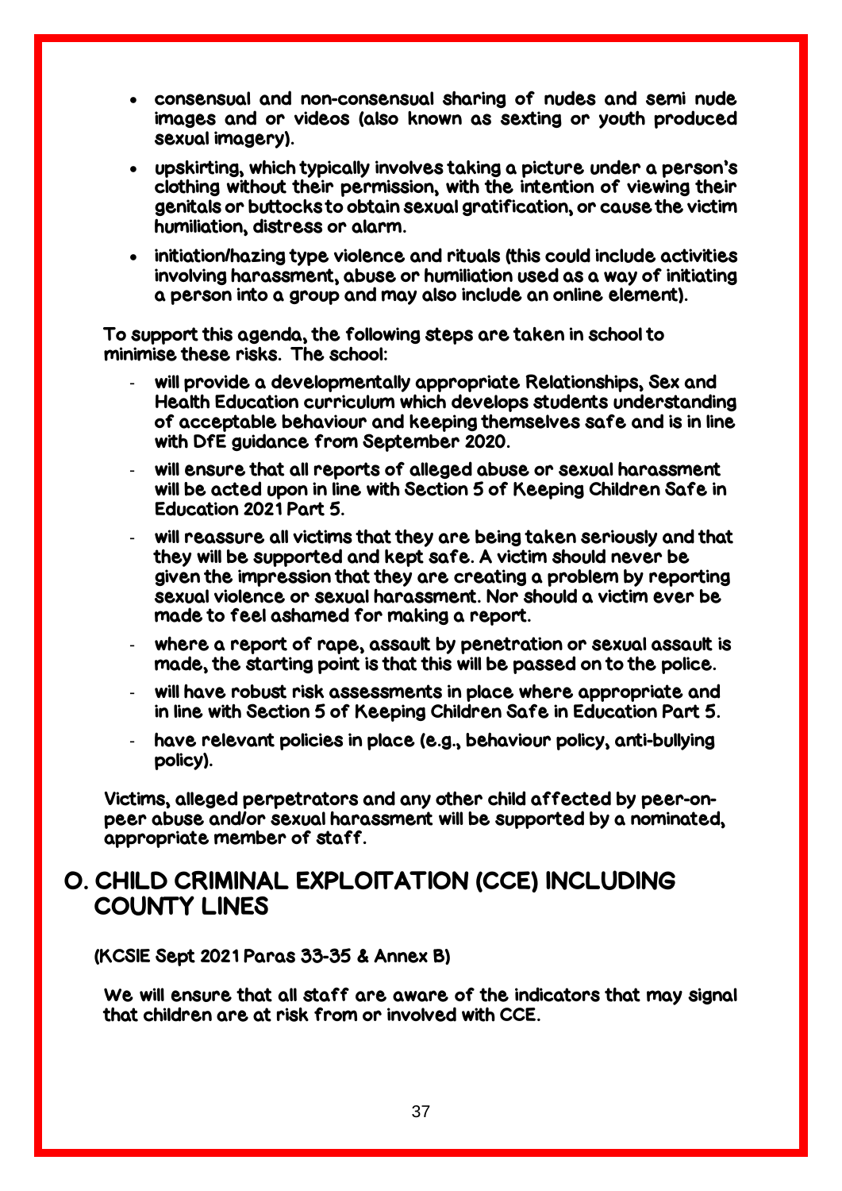- consensual and non-consensual sharing of nudes and semi nude images and or videos (also known as sexting or youth produced sexual imagery).
- upskirting, which typically involves taking a picture under a person's clothing without their permission, with the intention of viewing their genitals or buttocks to obtain sexual gratification, or cause the victim humiliation, distress or alarm.
- initiation/hazing type violence and rituals (this could include activities involving harassment, abuse or humiliation used as a way of initiating a person into a group and may also include an online element).

To support this agenda, the following steps are taken in school to minimise these risks. The school:

- will provide a developmentally appropriate Relationships, Sex and Health Education curriculum which develops students understanding of acceptable behaviour and keeping themselves safe and is in line with DfE guidance from September 2020.
- will ensure that all reports of alleged abuse or sexual harassment will be acted upon in line with Section 5 of Keeping Children Safe in Education 2021 Part 5.
- will reassure all victims that they are being taken seriously and that they will be supported and kept safe. A victim should never be given the impression that they are creating a problem by reporting sexual violence or sexual harassment. Nor should a victim ever be made to feel ashamed for making a report.
- where a report of rape, assault by penetration or sexual assault is made, the starting point is that this will be passed on to the police.
- will have robust risk assessments in place where appropriate and in line with Section 5 of Keeping Children Safe in Education Part 5.
- have relevant policies in place (e.g., behaviour policy, anti-bullying policy).

Victims, alleged perpetrators and any other child affected by peer-on-peer abuse and/or sexual harassment will be supported by a nominated, appropriate member of staff.

## O. CHILD CRIMINAL EXPLOITATION (CCE) INCLUDING COUNTY LINES

**(KCSIE Sept 2021 Paras 33-35 & Annex B)**

We will ensure that all staff are aware of the indicators that may signal that children are at risk from or involved with CCE.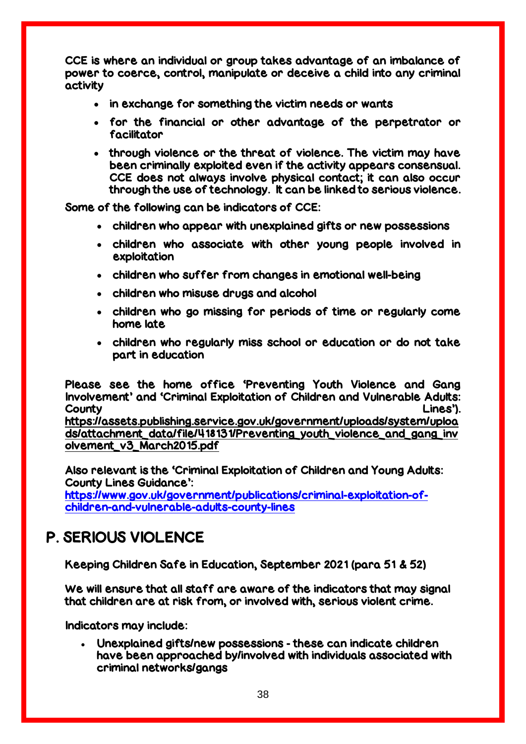CCE is where an individual or group takes advantage of an imbalance of power to coerce, control, manipulate or deceive a child into any criminal activity

- in exchange for something the victim needs or wants
- for the financial or other advantage of the perpetrator or facilitator
- through violence or the threat of violence. The victim may have been criminally exploited even if the activity appears consensual. CCE does not always involve physical contact; it can also occur through the use of technology. It can be linked to serious violence.

Some of the following can be indicators of CCE:

- children who appear with unexplained gifts or new possessions
- children who associate with other young people involved in exploitation
- children who suffer from changes in emotional well-being
- children who misuse drugs and alcohol
- children who go missing for periods of time or regularly come home late
- children who regularly miss school or education or do not take part in education

Please see the home office 'Preventing Youth Violence and Gang Involvement' and 'Criminal Exploitation of Children and Vulnerable Adults: County Lines'). https://assets.publishing.service.gov.uk/government/uploads/system/uploads/attachment_data/file/418131/Preventing_youth_violence_and_gang_involvement_v3_March2015.pdf

Also relevant is the 'Criminal Exploitation of Children and Young Adults: County Lines Guidance': https://www.gov.uk/government/publications/criminal-exploitation-of-children-and-vulnerable-adults-county-lines

## P. SERIOUS VIOLENCE

Keeping Children Safe in Education, September 2021 (para 51 & 52)

We will ensure that all staff are aware of the indicators that may signal that children are at risk from, or involved with, serious violent crime.

Indicators may include:

- Unexplained gifts/new possessions - these can indicate children have been approached by/involved with individuals associated with criminal networks/gangs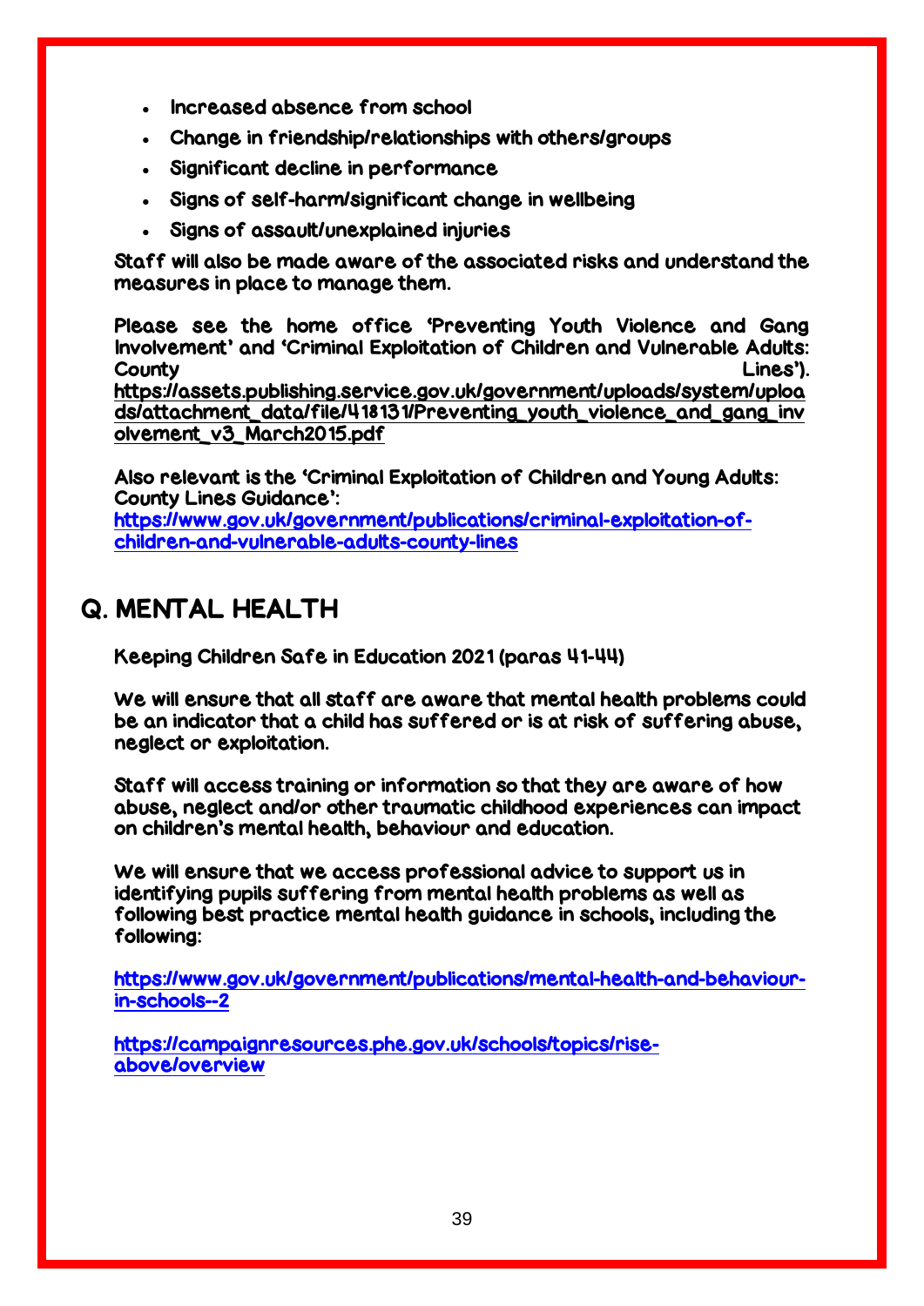- Increased absence from school
- Change in friendship/relationships with others/groups
- Significant decline in performance
- Signs of self-harm/significant change in wellbeing
- Signs of assault/unexplained injuries

Staff will also be made aware of the associated risks and understand the measures in place to manage them.

Please see the home office 'Preventing Youth Violence and Gang Involvement' and 'Criminal Exploitation of Children and Vulnerable Adults: County Lines'). https://assets.publishing.service.gov.uk/government/uploads/system/uploads/attachment_data/file/418131/Preventing_youth_violence_and_gang_involvement_v3_March2015.pdf

Also relevant is the 'Criminal Exploitation of Children and Young Adults: County Lines Guidance': https://www.gov.uk/government/publications/criminal-exploitation-of-children-and-vulnerable-adults-county-lines

## Q. MENTAL HEALTH

Keeping Children Safe in Education 2021 (paras 41-44)

We will ensure that all staff are aware that mental health problems could be an indicator that a child has suffered or is at risk of suffering abuse, neglect or exploitation.

Staff will access training or information so that they are aware of how abuse, neglect and/or other traumatic childhood experiences can impact on children's mental health, behaviour and education.

We will ensure that we access professional advice to support us in identifying pupils suffering from mental health problems as well as following best practice mental health guidance in schools, including the following:

https://www.gov.uk/government/publications/mental-health-and-behaviour-in-schools--2

https://campaignresources.phe.gov.uk/schools/topics/rise-above/overview